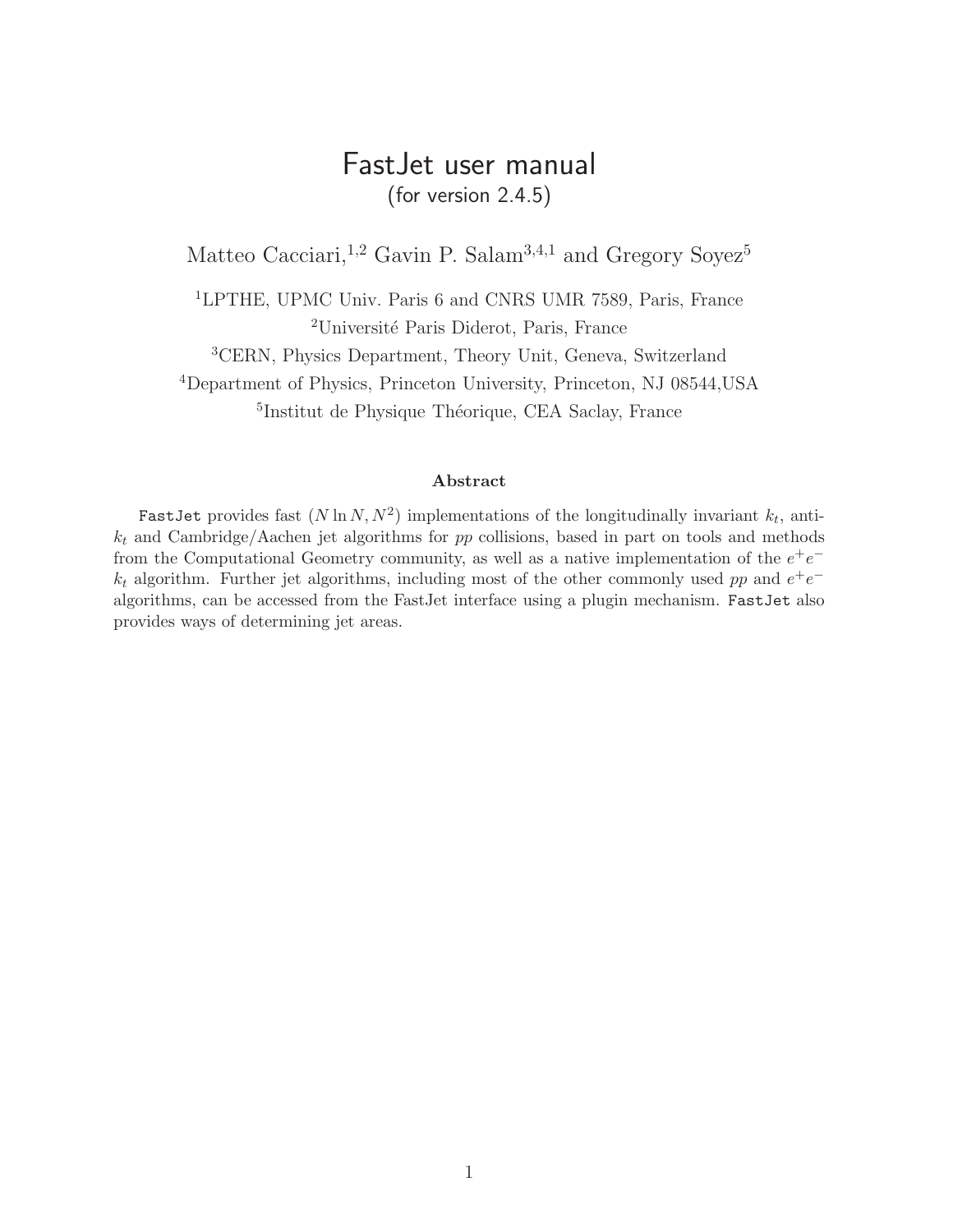# FastJet user manual

(for version 2.4.5)

Matteo Cacciari,[1,2] Gavin P. Salam[3,4,1] and Gregory Soyez[5]

[1]LPTHE, UPMC Univ. Paris 6 and CNRS UMR 7589, Paris, France

[2]Université Paris Diderot, Paris, France

[3]CERN, Physics Department, Theory Unit, Geneva, Switzerland

[4]Department of Physics, Princeton University, Princeton, NJ 08544,USA

[5]Institut de Physique Théorique, CEA Saclay, France

### Abstract

FastJet provides fast ($N \ln N, N^2$) implementations of the longitudinally invariant $k_t$, anti-$k_t$ and Cambridge/Aachen jet algorithms for $pp$ collisions, based in part on tools and methods from the Computational Geometry community, as well as a native implementation of the $e^+e^-$ $k_t$ algorithm. Further jet algorithms, including most of the other commonly used $pp$ and $e^+e^-$ algorithms, can be accessed from the FastJet interface using a plugin mechanism. FastJet also provides ways of determining jet areas.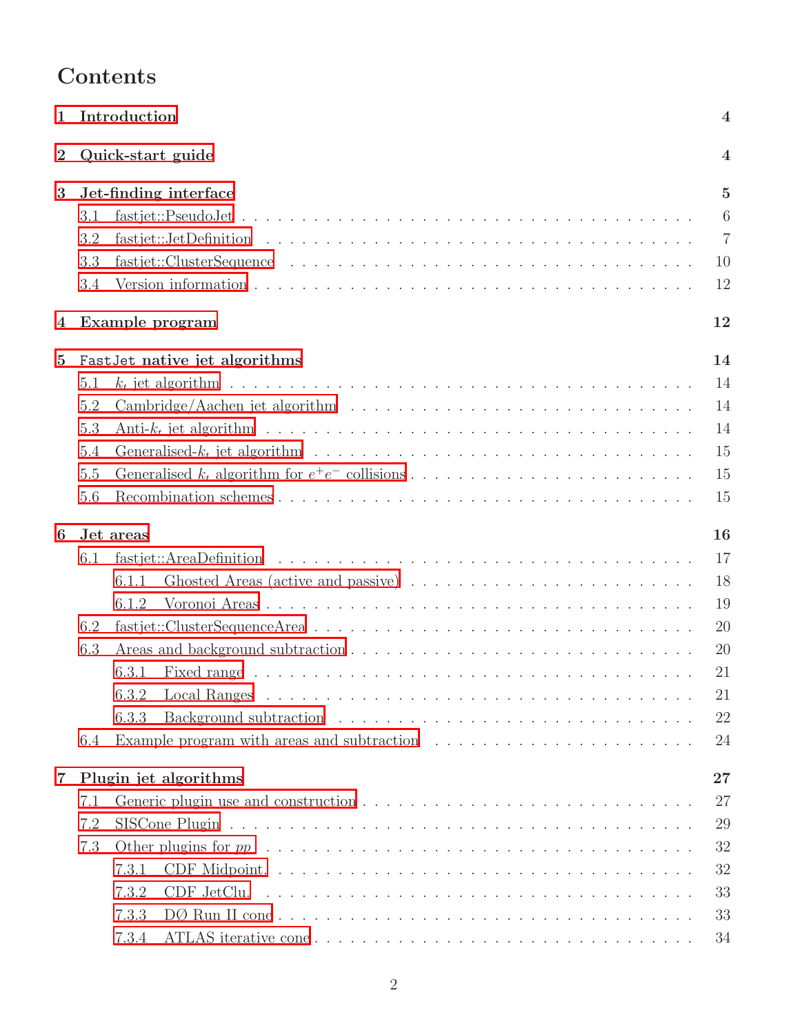# Contents

**1 Introduction** **4**

**2 Quick-start guide** **4**

**3 Jet-finding interface** **5**

- 3.1 fastjet::PseudoJet . . . . . 6
- 3.2 fastjet::JetDefinition . . . . . 7
- 3.3 fastjet::ClusterSequence . . . . . 10
- 3.4 Version information . . . . . 12

**4 Example program** **12**

**5 FastJet native jet algorithms** **14**

- 5.1 $k_t$ jet algorithm . . . . . 14
- 5.2 Cambridge/Aachen jet algorithm . . . . . 14
- 5.3 Anti-$k_t$ jet algorithm . . . . . 14
- 5.4 Generalised-$k_t$ jet algorithm . . . . . 15
- 5.5 Generalised $k_t$ algorithm for $e^+e^-$ collisions . . . . . 15
- 5.6 Recombination schemes . . . . . 15

**6 Jet areas** **16**

- 6.1 fastjet::AreaDefinition . . . . . 17
  - 6.1.1 Ghosted Areas (active and passive) . . . . . 18
  - 6.1.2 Voronoi Areas . . . . . 19
- 6.2 fastjet::ClusterSequenceArea . . . . . 20
- 6.3 Areas and background subtraction . . . . . 20
  - 6.3.1 Fixed range . . . . . 21
  - 6.3.2 Local Ranges . . . . . 21
  - 6.3.3 Background subtraction . . . . . 22
- 6.4 Example program with areas and subtraction . . . . . 24

**7 Plugin jet algorithms** **27**

- 7.1 Generic plugin use and construction . . . . . 27
- 7.2 SISCone Plugin . . . . . 29
- 7.3 Other plugins for $pp$ . . . . . 32
  - 7.3.1 CDF Midpoint. . . . . . 32
  - 7.3.2 CDF JetClu. . . . . . 33
  - 7.3.3 DØ Run II cone . . . . . 33
  - 7.3.4 ATLAS iterative cone . . . . . 34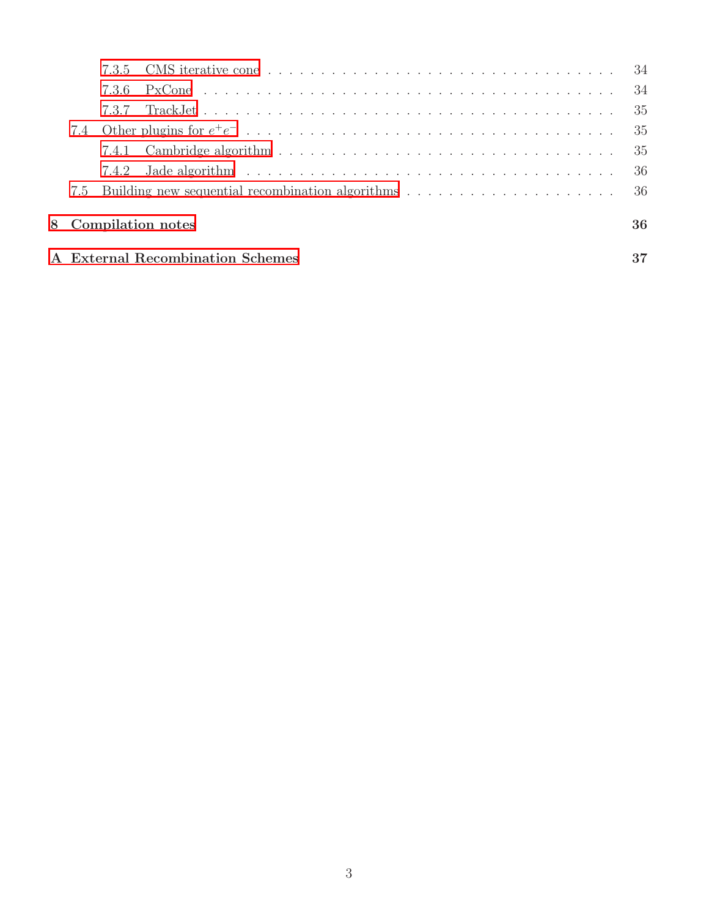7.3.5 CMS iterative cone . . . . . . . . . . 34

7.3.6 PxCone . . . . . . . . . . 34

7.3.7 TrackJet . . . . . . . . . . 35

7.4 Other plugins for $e^+e^-$ . . . . . . . . . . 35

7.4.1 Cambridge algorithm . . . . . . . . . . 35

7.4.2 Jade algorithm . . . . . . . . . . 36

7.5 Building new sequential recombination algorithms . . . . . . . . . . 36

**8 Compilation notes** **36**

**A External Recombination Schemes** **37**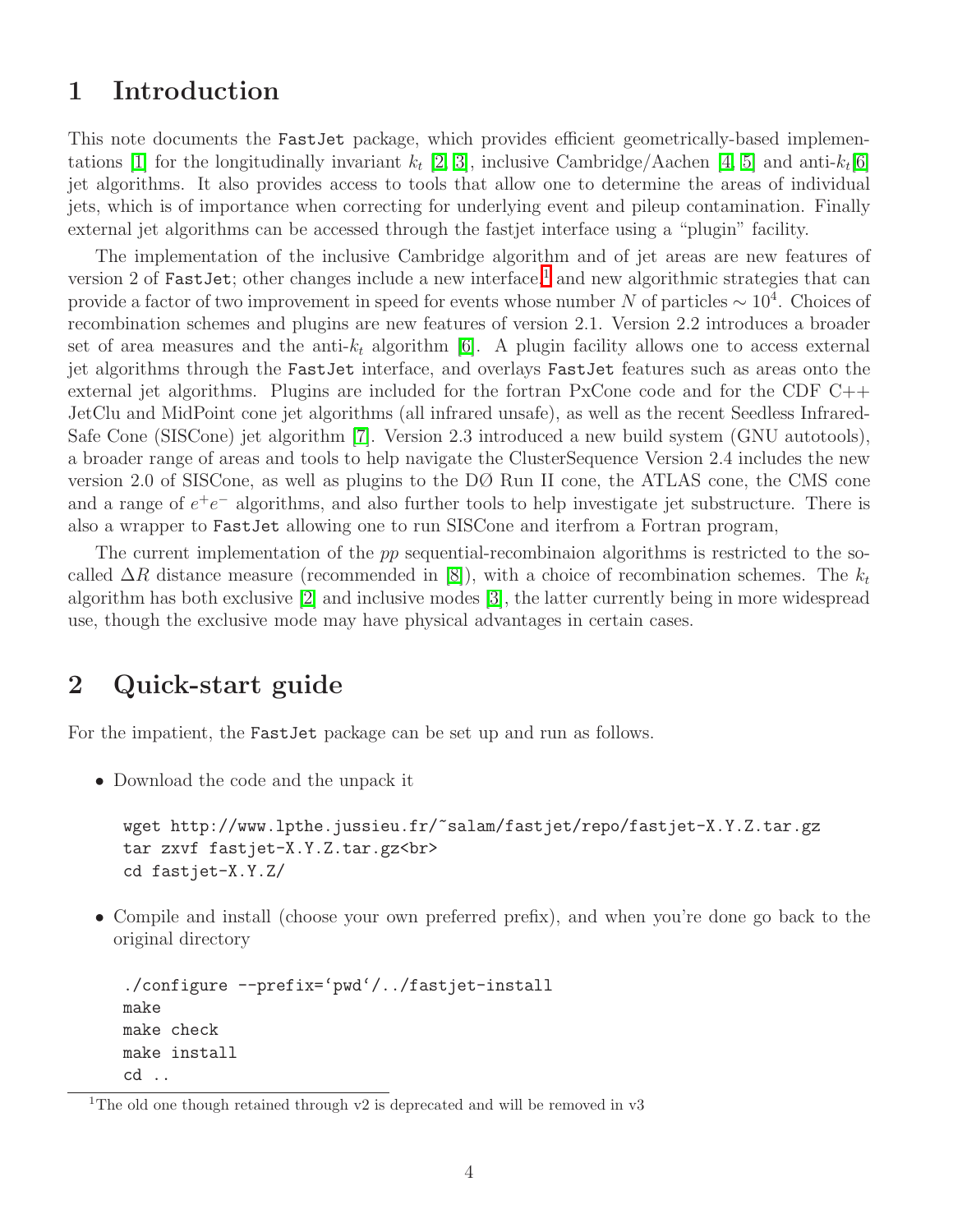# 1 Introduction

This note documents the FastJet package, which provides efficient geometrically-based implementations [1] for the longitudinally invariant $k_t$ [2, 3], inclusive Cambridge/Aachen [4, 5] and anti-$k_t$[6] jet algorithms. It also provides access to tools that allow one to determine the areas of individual jets, which is of importance when correcting for underlying event and pileup contamination. Finally external jet algorithms can be accessed through the fastjet interface using a "plugin" facility.

The implementation of the inclusive Cambridge algorithm and of jet areas are new features of version 2 of FastJet; other changes include a new interface[1] and new algorithmic strategies that can provide a factor of two improvement in speed for events whose number $N$ of particles $\sim 10^4$. Choices of recombination schemes and plugins are new features of version 2.1. Version 2.2 introduces a broader set of area measures and the anti-$k_t$ algorithm [6]. A plugin facility allows one to access external jet algorithms through the FastJet interface, and overlays FastJet features such as areas onto the external jet algorithms. Plugins are included for the fortran PxCone code and for the CDF C++ JetClu and MidPoint cone jet algorithms (all infrared unsafe), as well as the recent Seedless Infrared-Safe Cone (SISCone) jet algorithm [7]. Version 2.3 introduced a new build system (GNU autotools), a broader range of areas and tools to help navigate the ClusterSequence Version 2.4 includes the new version 2.0 of SISCone, as well as plugins to the DØ Run II cone, the ATLAS cone, the CMS cone and a range of $e^+e^-$ algorithms, and also further tools to help investigate jet substructure. There is also a wrapper to FastJet allowing one to run SISCone and iterfrom a Fortran program,

The current implementation of the *pp* sequential-recombinaion algorithms is restricted to the so-called $\Delta R$ distance measure (recommended in [8]), with a choice of recombination schemes. The $k_t$ algorithm has both exclusive [2] and inclusive modes [3], the latter currently being in more widespread use, though the exclusive mode may have physical advantages in certain cases.

# 2 Quick-start guide

For the impatient, the FastJet package can be set up and run as follows.

- Download the code and the unpack it

```
wget http://www.lpthe.jussieu.fr/~salam/fastjet/repo/fastjet-X.Y.Z.tar.gz
tar zxvf fastjet-X.Y.Z.tar.gz<br>
cd fastjet-X.Y.Z/
```

- Compile and install (choose your own preferred prefix), and when you're done go back to the original directory

```
./configure --prefix=`pwd`/../fastjet-install
make
make check
make install
cd ..
```

[1] The old one though retained through v2 is deprecated and will be removed in v3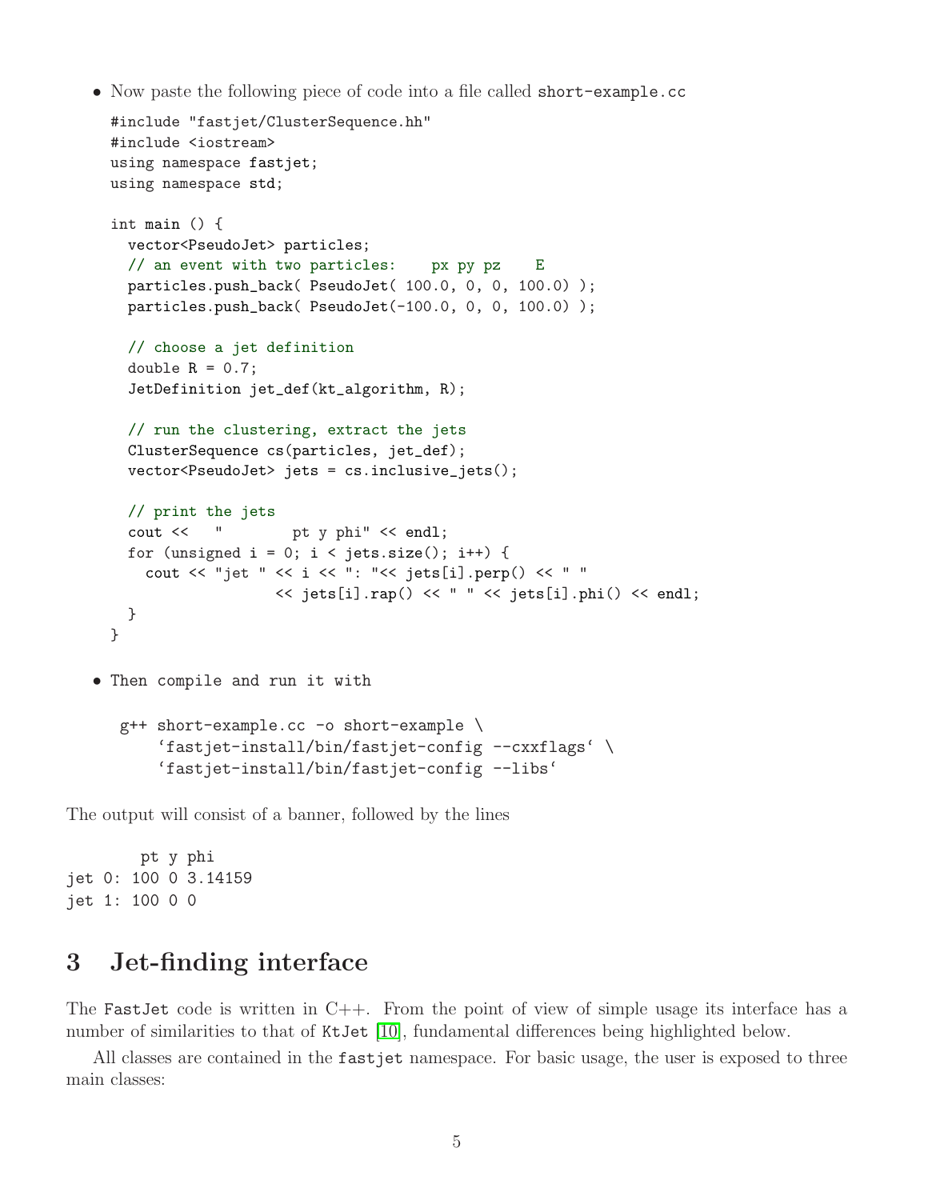- Now paste the following piece of code into a file called `short-example.cc`

```
#include "fastjet/ClusterSequence.hh"
#include <iostream>
using namespace fastjet;
using namespace std;

int main () {
  vector<PseudoJet> particles;
  // an event with two particles:    px py pz    E
  particles.push_back( PseudoJet( 100.0, 0, 0, 100.0) );
  particles.push_back( PseudoJet(-100.0, 0, 0, 100.0) );

  // choose a jet definition
  double R = 0.7;
  JetDefinition jet_def(kt_algorithm, R);

  // run the clustering, extract the jets
  ClusterSequence cs(particles, jet_def);
  vector<PseudoJet> jets = cs.inclusive_jets();

  // print the jets
  cout <<   "        pt y phi" << endl;
  for (unsigned i = 0; i < jets.size(); i++) {
    cout << "jet " << i << ": "<< jets[i].perp() << " "
                   << jets[i].rap() << " " << jets[i].phi() << endl;
  }
}
```

- Then compile and run it with

```
 g++ short-example.cc -o short-example \
     `fastjet-install/bin/fastjet-config --cxxflags` \
     `fastjet-install/bin/fastjet-config --libs`
```

The output will consist of a banner, followed by the lines

```
        pt y phi
jet 0: 100 0 3.14159
jet 1: 100 0 0
```

# 3 Jet-finding interface

The `FastJet` code is written in C++. From the point of view of simple usage its interface has a number of similarities to that of `KtJet` [10], fundamental differences being highlighted below.

All classes are contained in the `fastjet` namespace. For basic usage, the user is exposed to three main classes: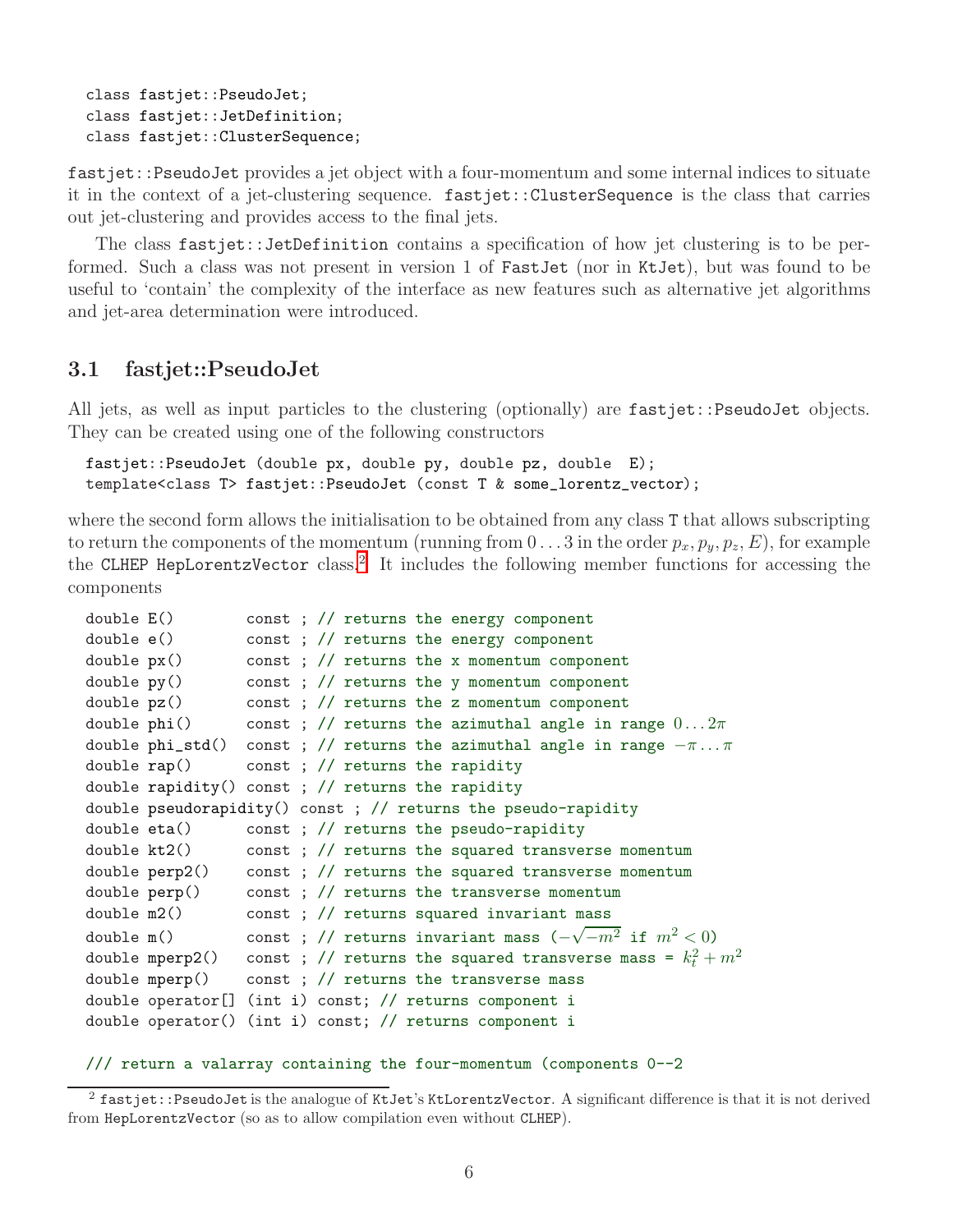```
class fastjet::PseudoJet;
class fastjet::JetDefinition;
class fastjet::ClusterSequence;
```

`fastjet::PseudoJet` provides a jet object with a four-momentum and some internal indices to situate it in the context of a jet-clustering sequence. `fastjet::ClusterSequence` is the class that carries out jet-clustering and provides access to the final jets.

The class `fastjet::JetDefinition` contains a specification of how jet clustering is to be performed. Such a class was not present in version 1 of `FastJet` (nor in `KtJet`), but was found to be useful to 'contain' the complexity of the interface as new features such as alternative jet algorithms and jet-area determination were introduced.

### 3.1 fastjet::PseudoJet

All jets, as well as input particles to the clustering (optionally) are `fastjet::PseudoJet` objects. They can be created using one of the following constructors

```
fastjet::PseudoJet (double px, double py, double pz, double  E);
template<class T> fastjet::PseudoJet (const T & some_lorentz_vector);
```

where the second form allows the initialisation to be obtained from any class `T` that allows subscripting to return the components of the momentum (running from $0 \ldots 3$ in the order $p_x, p_y, p_z, E$), for example the `CLHEP HepLorentzVector` class.[2] It includes the following member functions for accessing the components

```
double E()        const ; // returns the energy component
double e()        const ; // returns the energy component
double px()       const ; // returns the x momentum component
double py()       const ; // returns the y momentum component
double pz()       const ; // returns the z momentum component
double phi()      const ; // returns the azimuthal angle in range 0...2π
double phi_std()  const ; // returns the azimuthal angle in range −π...π
double rap()      const ; // returns the rapidity
double rapidity() const ; // returns the rapidity
double pseudorapidity() const ; // returns the pseudo-rapidity
double eta()      const ; // returns the pseudo-rapidity
double kt2()      const ; // returns the squared transverse momentum
double perp2()    const ; // returns the squared transverse momentum
double perp()     const ; // returns the transverse momentum
double m2()       const ; // returns squared invariant mass
double m()        const ; // returns invariant mass (−sqrt(−m^2) if m^2 < 0)
double mperp2()   const ; // returns the squared transverse mass = kt^2 + m^2
double mperp()    const ; // returns the transverse mass
double operator[] (int i) const; // returns component i
double operator() (int i) const; // returns component i

/// return a valarray containing the four-momentum (components 0--2
```

[2] `fastjet::PseudoJet` is the analogue of `KtJet`'s `KtLorentzVector`. A significant difference is that it is not derived from `HepLorentzVector` (so as to allow compilation even without `CLHEP`).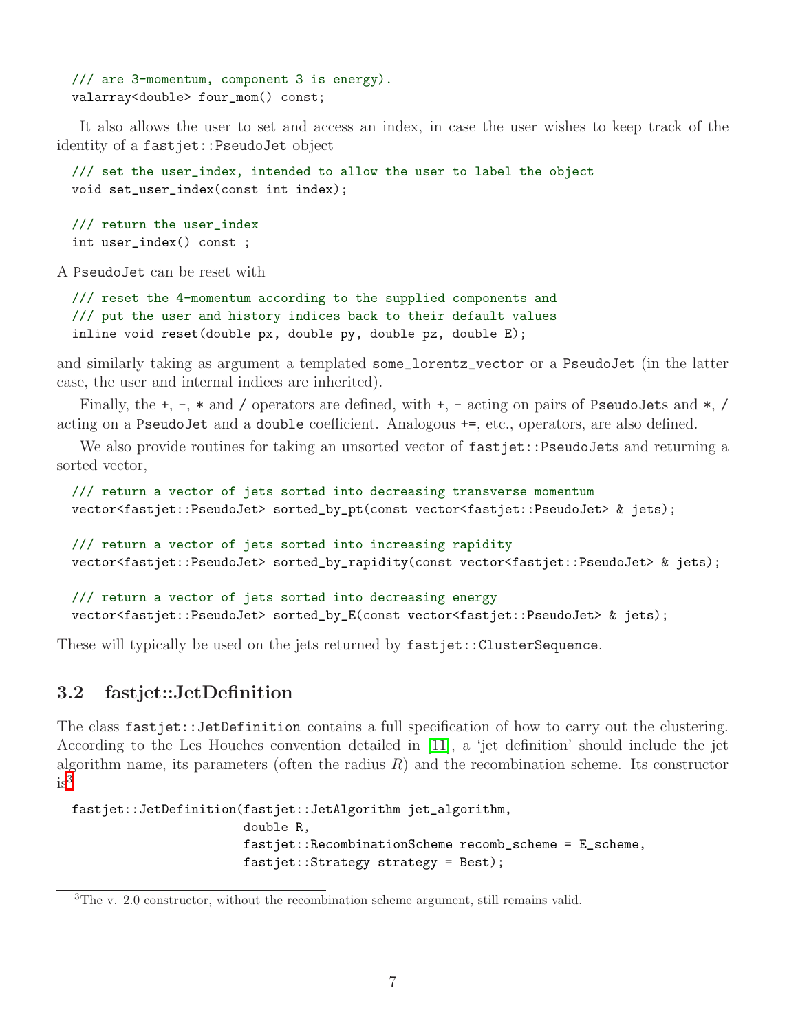```
/// are 3-momentum, component 3 is energy).
valarray<double> four_mom() const;
```

It also allows the user to set and access an index, in case the user wishes to keep track of the identity of a `fastjet::PseudoJet` object

```
/// set the user_index, intended to allow the user to label the object
void set_user_index(const int index);

/// return the user_index
int user_index() const ;
```

A `PseudoJet` can be reset with

```
/// reset the 4-momentum according to the supplied components and
/// put the user and history indices back to their default values
inline void reset(double px, double py, double pz, double E);
```

and similarly taking as argument a templated `some_lorentz_vector` or a `PseudoJet` (in the latter case, the user and internal indices are inherited).

Finally, the `+`, `-`, `*` and `/` operators are defined, with `+`, `-` acting on pairs of `PseudoJet`s and `*`, `/` acting on a `PseudoJet` and a `double` coefficient. Analogous `+=`, etc., operators, are also defined.

We also provide routines for taking an unsorted vector of `fastjet::PseudoJet`s and returning a sorted vector,

```
/// return a vector of jets sorted into decreasing transverse momentum
vector<fastjet::PseudoJet> sorted_by_pt(const vector<fastjet::PseudoJet> & jets);

/// return a vector of jets sorted into increasing rapidity
vector<fastjet::PseudoJet> sorted_by_rapidity(const vector<fastjet::PseudoJet> & jets);

/// return a vector of jets sorted into decreasing energy
vector<fastjet::PseudoJet> sorted_by_E(const vector<fastjet::PseudoJet> & jets);
```

These will typically be used on the jets returned by `fastjet::ClusterSequence`.

## 3.2 fastjet::JetDefinition

The class `fastjet::JetDefinition` contains a full specification of how to carry out the clustering. According to the Les Houches convention detailed in [11], a 'jet definition' should include the jet algorithm name, its parameters (often the radius $R$) and the recombination scheme. Its constructor is[3]

```
fastjet::JetDefinition(fastjet::JetAlgorithm jet_algorithm,
                       double R,
                       fastjet::RecombinationScheme recomb_scheme = E_scheme,
                       fastjet::Strategy strategy = Best);
```

[3] The v. 2.0 constructor, without the recombination scheme argument, still remains valid.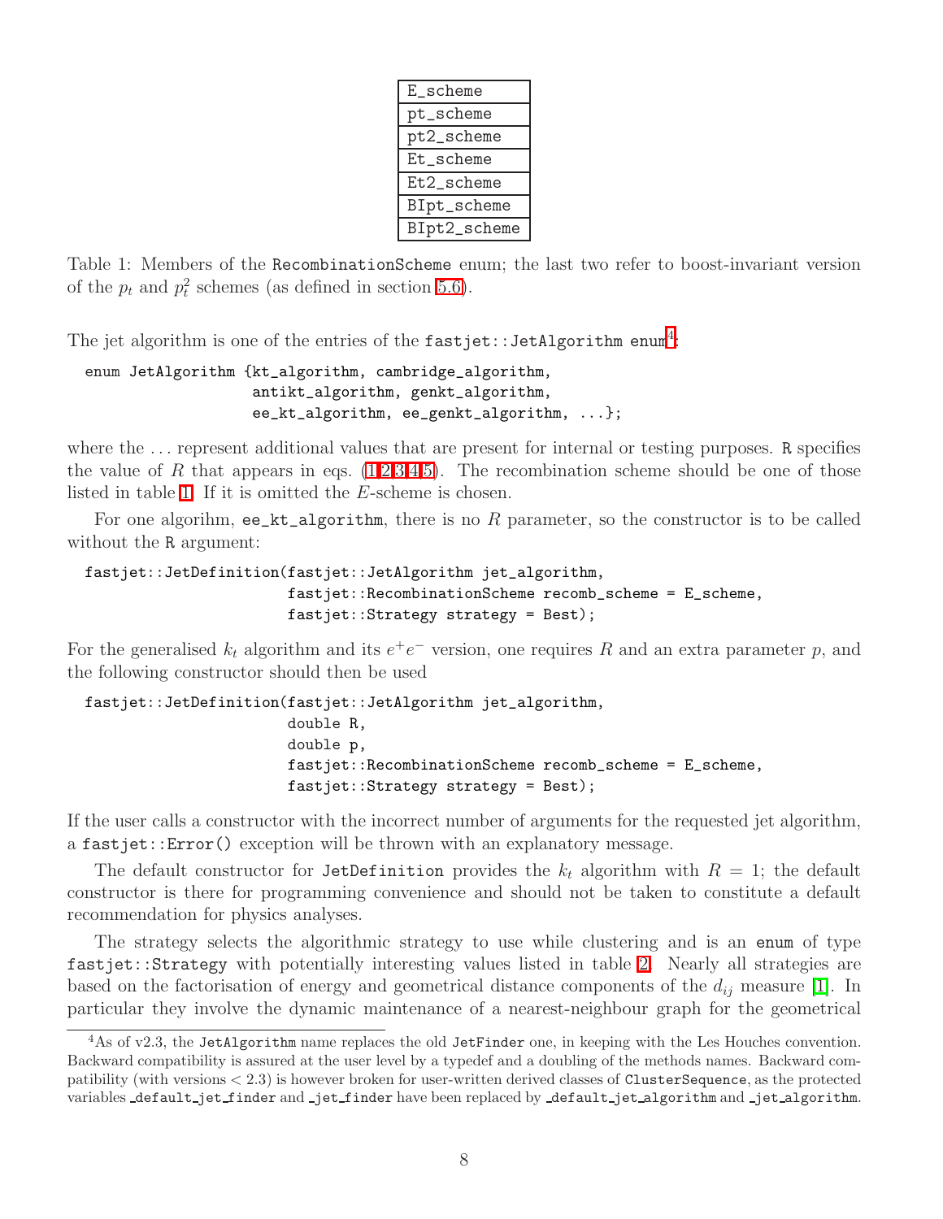| E_scheme |
| --- |
| pt_scheme |
| pt2_scheme |
| Et_scheme |
| Et2_scheme |
| BIpt_scheme |
| BIpt2_scheme |

Table 1: Members of the `RecombinationScheme` enum; the last two refer to boost-invariant version of the $p_t$ and $p_t^2$ schemes (as defined in section 5.6).

The jet algorithm is one of the entries of the `fastjet::JetAlgorithm` enum[4]:

```
enum JetAlgorithm {kt_algorithm, cambridge_algorithm,
                   antikt_algorithm, genkt_algorithm,
                   ee_kt_algorithm, ee_genkt_algorithm, ...};
```

where the ... represent additional values that are present for internal or testing purposes. `R` specifies the value of $R$ that appears in eqs. (1,2,3,4,5). The recombination scheme should be one of those listed in table 1. If it is omitted the $E$-scheme is chosen.

For one algorihm, `ee_kt_algorithm`, there is no $R$ parameter, so the constructor is to be called without the `R` argument:

```
fastjet::JetDefinition(fastjet::JetAlgorithm jet_algorithm,
                       fastjet::RecombinationScheme recomb_scheme = E_scheme,
                       fastjet::Strategy strategy = Best);
```

For the generalised $k_t$ algorithm and its $e^+e^-$ version, one requires $R$ and an extra parameter $p$, and the following constructor should then be used

```
fastjet::JetDefinition(fastjet::JetAlgorithm jet_algorithm,
                       double R,
                       double p,
                       fastjet::RecombinationScheme recomb_scheme = E_scheme,
                       fastjet::Strategy strategy = Best);
```

If the user calls a constructor with the incorrect number of arguments for the requested jet algorithm, a `fastjet::Error()` exception will be thrown with an explanatory message.

The default constructor for `JetDefinition` provides the $k_t$ algorithm with $R = 1$; the default constructor is there for programming convenience and should not be taken to constitute a default recommendation for physics analyses.

The strategy selects the algorithmic strategy to use while clustering and is an `enum` of type `fastjet::Strategy` with potentially interesting values listed in table 2. Nearly all strategies are based on the factorisation of energy and geometrical distance components of the $d_{ij}$ measure [1]. In particular they involve the dynamic maintenance of a nearest-neighbour graph for the geometrical

[4]As of v2.3, the `JetAlgorithm` name replaces the old `JetFinder` one, in keeping with the Les Houches convention. Backward compatibility is assured at the user level by a typedef and a doubling of the methods names. Backward compatibility (with versions < 2.3) is however broken for user-written derived classes of `ClusterSequence`, as the protected variables `_default_jet_finder` and `_jet_finder` have been replaced by `_default_jet_algorithm` and `_jet_algorithm`.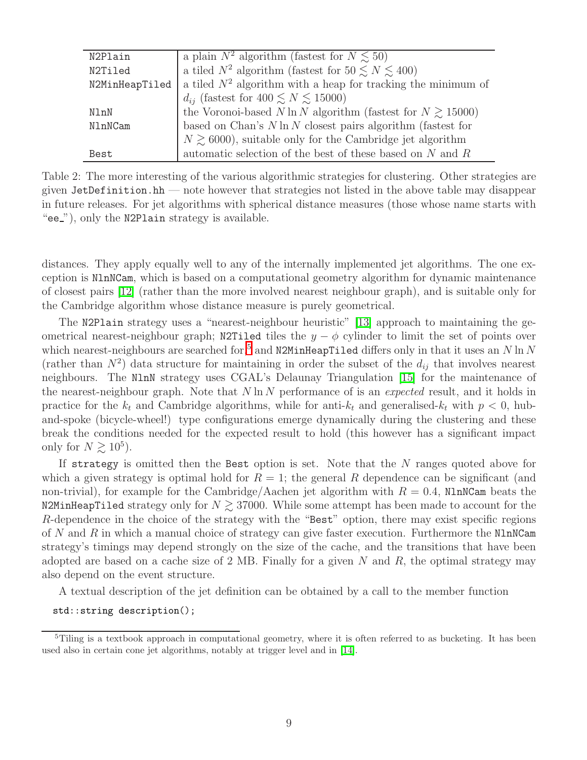| | |
|---|---|
| `N2Plain` | a plain $N^2$ algorithm (fastest for $N \lesssim 50$) |
| `N2Tiled` | a tiled $N^2$ algorithm (fastest for $50 \lesssim N \lesssim 400$) |
| `N2MinHeapTiled` | a tiled $N^2$ algorithm with a heap for tracking the minimum of $d_{ij}$ (fastest for $400 \lesssim N \lesssim 15000$) |
| `NlnN` | the Voronoi-based $N \ln N$ algorithm (fastest for $N \gtrsim 15000$) |
| `NlnNCam` | based on Chan's $N \ln N$ closest pairs algorithm (fastest for $N \gtrsim 6000$), suitable only for the Cambridge jet algorithm |
| `Best` | automatic selection of the best of these based on $N$ and $R$ |

Table 2: The more interesting of the various algorithmic strategies for clustering. Other strategies are given `JetDefinition.hh` — note however that strategies not listed in the above table may disappear in future releases. For jet algorithms with spherical distance measures (those whose name starts with "`ee_`"), only the `N2Plain` strategy is available.

distances. They apply equally well to any of the internally implemented jet algorithms. The one exception is `NlnNCam`, which is based on a computational geometry algorithm for dynamic maintenance of closest pairs [12] (rather than the more involved nearest neighbour graph), and is suitable only for the Cambridge algorithm whose distance measure is purely geometrical.

The `N2Plain` strategy uses a "nearest-neighbour heuristic" [13] approach to maintaining the geometrical nearest-neighbour graph; `N2Tiled` tiles the $y - \phi$ cylinder to limit the set of points over which nearest-neighbours are searched for,[5] and `N2MinHeapTiled` differs only in that it uses an $N \ln N$ (rather than $N^2$) data structure for maintaining in order the subset of the $d_{ij}$ that involves nearest neighbours. The `NlnN` strategy uses CGAL's Delaunay Triangulation [15] for the maintenance of the nearest-neighbour graph. Note that $N \ln N$ performance of is an *expected* result, and it holds in practice for the $k_t$ and Cambridge algorithms, while for anti-$k_t$ and generalised-$k_t$ with $p < 0$, hub-and-spoke (bicycle-wheel!) type configurations emerge dynamically during the clustering and these break the conditions needed for the expected result to hold (this however has a significant impact only for $N \gtrsim 10^5$).

If `strategy` is omitted then the `Best` option is set. Note that the $N$ ranges quoted above for which a given strategy is optimal hold for $R = 1$; the general $R$ dependence can be significant (and non-trivial), for example for the Cambridge/Aachen jet algorithm with $R = 0.4$, `NlnNCam` beats the `N2MinHeapTiled` strategy only for $N \gtrsim 37000$. While some attempt has been made to account for the $R$-dependence in the choice of the strategy with the "`Best`" option, there may exist specific regions of $N$ and $R$ in which a manual choice of strategy can give faster execution. Furthermore the `NlnNCam` strategy's timings may depend strongly on the size of the cache, and the transitions that have been adopted are based on a cache size of 2 MB. Finally for a given $N$ and $R$, the optimal strategy may also depend on the event structure.

A textual description of the jet definition can be obtained by a call to the member function

```
std::string description();
```

[5] Tiling is a textbook approach in computational geometry, where it is often referred to as bucketing. It has been used also in certain cone jet algorithms, notably at trigger level and in [14].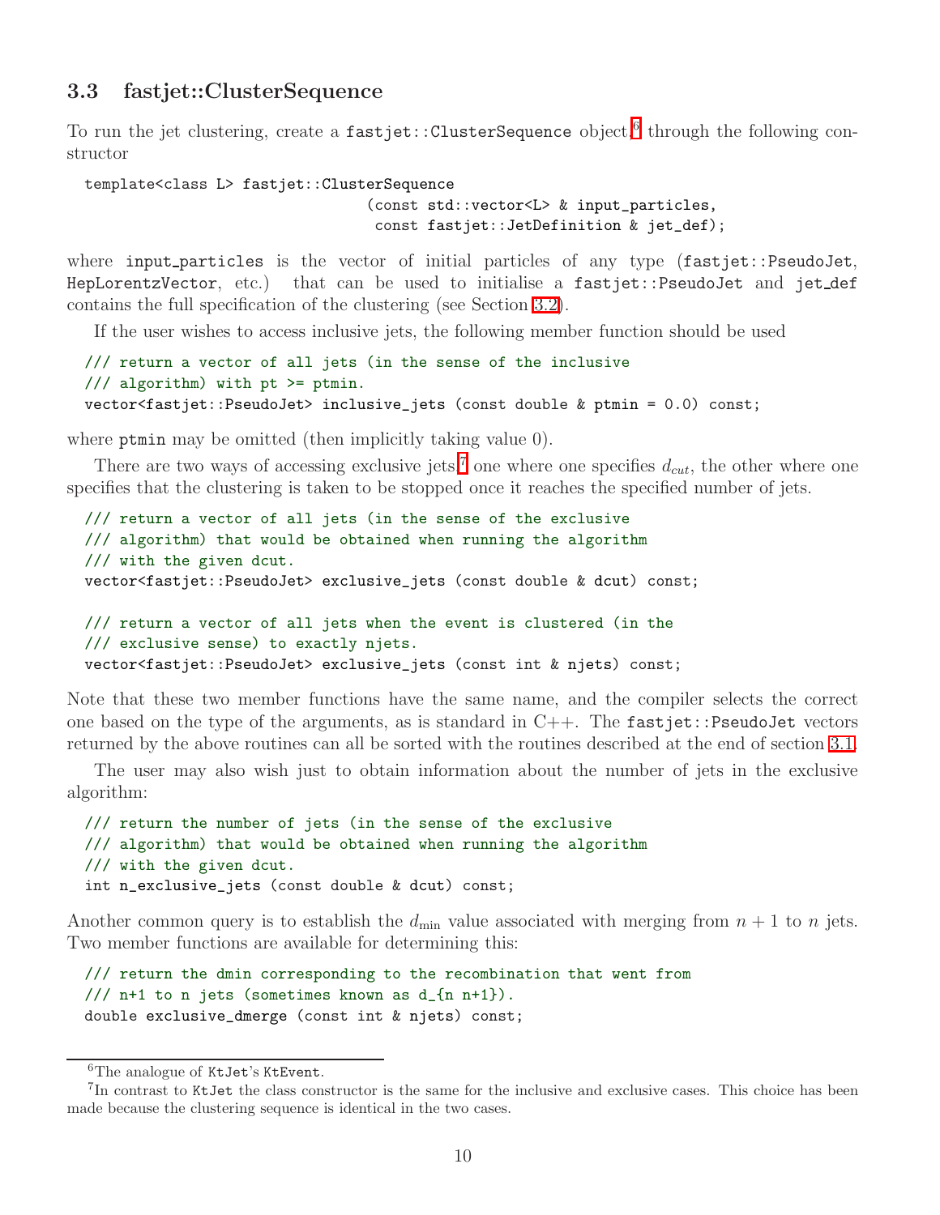### 3.3 fastjet::ClusterSequence

To run the jet clustering, create a `fastjet::ClusterSequence` object[6] through the following constructor

```
template<class L> fastjet::ClusterSequence
                              (const std::vector<L> & input_particles,
                               const fastjet::JetDefinition & jet_def);
```

where `input_particles` is the vector of initial particles of any type (`fastjet::PseudoJet`, `HepLorentzVector`, etc.) that can be used to initialise a `fastjet::PseudoJet` and `jet_def` contains the full specification of the clustering (see Section 3.2).

If the user wishes to access inclusive jets, the following member function should be used

```
/// return a vector of all jets (in the sense of the inclusive
/// algorithm) with pt >= ptmin.
vector<fastjet::PseudoJet> inclusive_jets (const double & ptmin = 0.0) const;
```

where `ptmin` may be omitted (then implicitly taking value 0).

There are two ways of accessing exclusive jets,[7] one where one specifies $d_{cut}$, the other where one specifies that the clustering is taken to be stopped once it reaches the specified number of jets.

```
/// return a vector of all jets (in the sense of the exclusive
/// algorithm) that would be obtained when running the algorithm
/// with the given dcut.
vector<fastjet::PseudoJet> exclusive_jets (const double & dcut) const;

/// return a vector of all jets when the event is clustered (in the
/// exclusive sense) to exactly njets.
vector<fastjet::PseudoJet> exclusive_jets (const int & njets) const;
```

Note that these two member functions have the same name, and the compiler selects the correct one based on the type of the arguments, as is standard in C++. The `fastjet::PseudoJet` vectors returned by the above routines can all be sorted with the routines described at the end of section 3.1.

The user may also wish just to obtain information about the number of jets in the exclusive algorithm:

```
/// return the number of jets (in the sense of the exclusive
/// algorithm) that would be obtained when running the algorithm
/// with the given dcut.
int n_exclusive_jets (const double & dcut) const;
```

Another common query is to establish the $d_{\min}$ value associated with merging from $n+1$ to $n$ jets. Two member functions are available for determining this:

```
/// return the dmin corresponding to the recombination that went from
/// n+1 to n jets (sometimes known as d_{n n+1}).
double exclusive_dmerge (const int & njets) const;
```

---

[6] The analogue of `KtJet`'s `KtEvent`.

[7] In contrast to `KtJet` the class constructor is the same for the inclusive and exclusive cases. This choice has been made because the clustering sequence is identical in the two cases.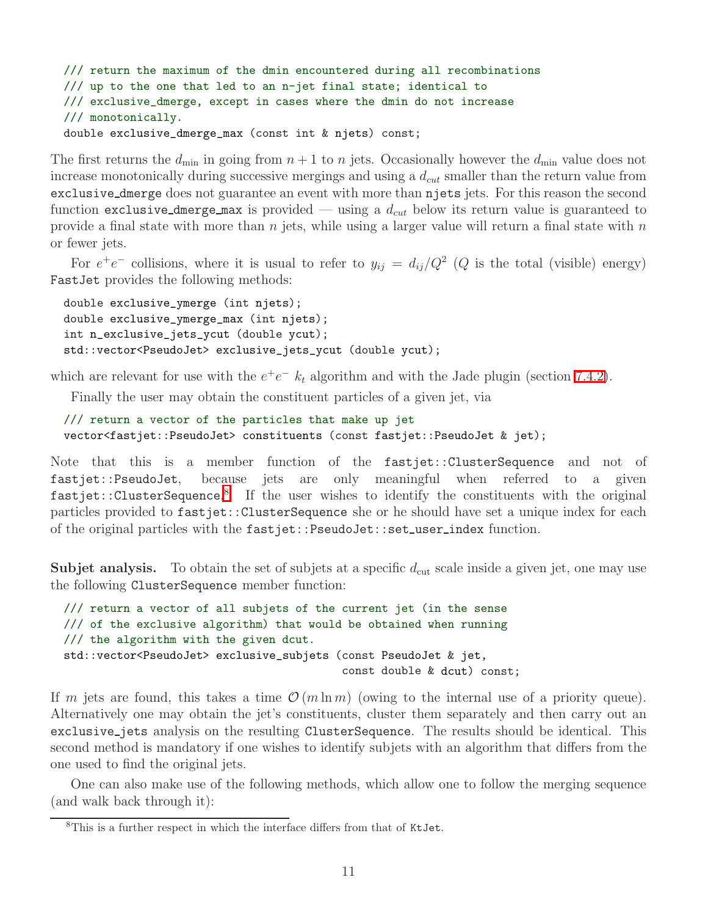```
/// return the maximum of the dmin encountered during all recombinations
/// up to the one that led to an n-jet final state; identical to
/// exclusive_dmerge, except in cases where the dmin do not increase
/// monotonically.
double exclusive_dmerge_max (const int & njets) const;
```

The first returns the $d_{\min}$ in going from $n+1$ to $n$ jets. Occasionally however the $d_{\min}$ value does not increase monotonically during successive mergings and using a $d_{cut}$ smaller than the return value from `exclusive_dmerge` does not guarantee an event with more than `njets` jets. For this reason the second function `exclusive_dmerge_max` is provided — using a $d_{cut}$ below its return value is guaranteed to provide a final state with more than $n$ jets, while using a larger value will return a final state with $n$ or fewer jets.

For $e^+e^-$ collisions, where it is usual to refer to $y_{ij} = d_{ij}/Q^2$ ($Q$ is the total (visible) energy) FastJet provides the following methods:

```
double exclusive_ymerge (int njets);
double exclusive_ymerge_max (int njets);
int n_exclusive_jets_ycut (double ycut);
std::vector<PseudoJet> exclusive_jets_ycut (double ycut);
```

which are relevant for use with the $e^+e^-$ $k_t$ algorithm and with the Jade plugin (section 7.4.2).

Finally the user may obtain the constituent particles of a given jet, via

```
/// return a vector of the particles that make up jet
vector<fastjet::PseudoJet> constituents (const fastjet::PseudoJet & jet);
```

Note that this is a member function of the `fastjet::ClusterSequence` and not of `fastjet::PseudoJet`, because jets are only meaningful when referred to a given `fastjet::ClusterSequence`.[8] If the user wishes to identify the constituents with the original particles provided to `fastjet::ClusterSequence` she or he should have set a unique index for each of the original particles with the `fastjet::PseudoJet::set_user_index` function.

**Subjet analysis.** To obtain the set of subjets at a specific $d_{\text{cut}}$ scale inside a given jet, one may use the following `ClusterSequence` member function:

```
/// return a vector of all subjets of the current jet (in the sense
/// of the exclusive algorithm) that would be obtained when running
/// the algorithm with the given dcut.
std::vector<PseudoJet> exclusive_subjets (const PseudoJet & jet,
                                          const double & dcut) const;
```

If $m$ jets are found, this takes a time $\mathcal{O}(m \ln m)$ (owing to the internal use of a priority queue). Alternatively one may obtain the jet's constituents, cluster them separately and then carry out an `exclusive_jets` analysis on the resulting `ClusterSequence`. The results should be identical. This second method is mandatory if one wishes to identify subjets with an algorithm that differs from the one used to find the original jets.

One can also make use of the following methods, which allow one to follow the merging sequence (and walk back through it):

[8] This is a further respect in which the interface differs from that of `KtJet`.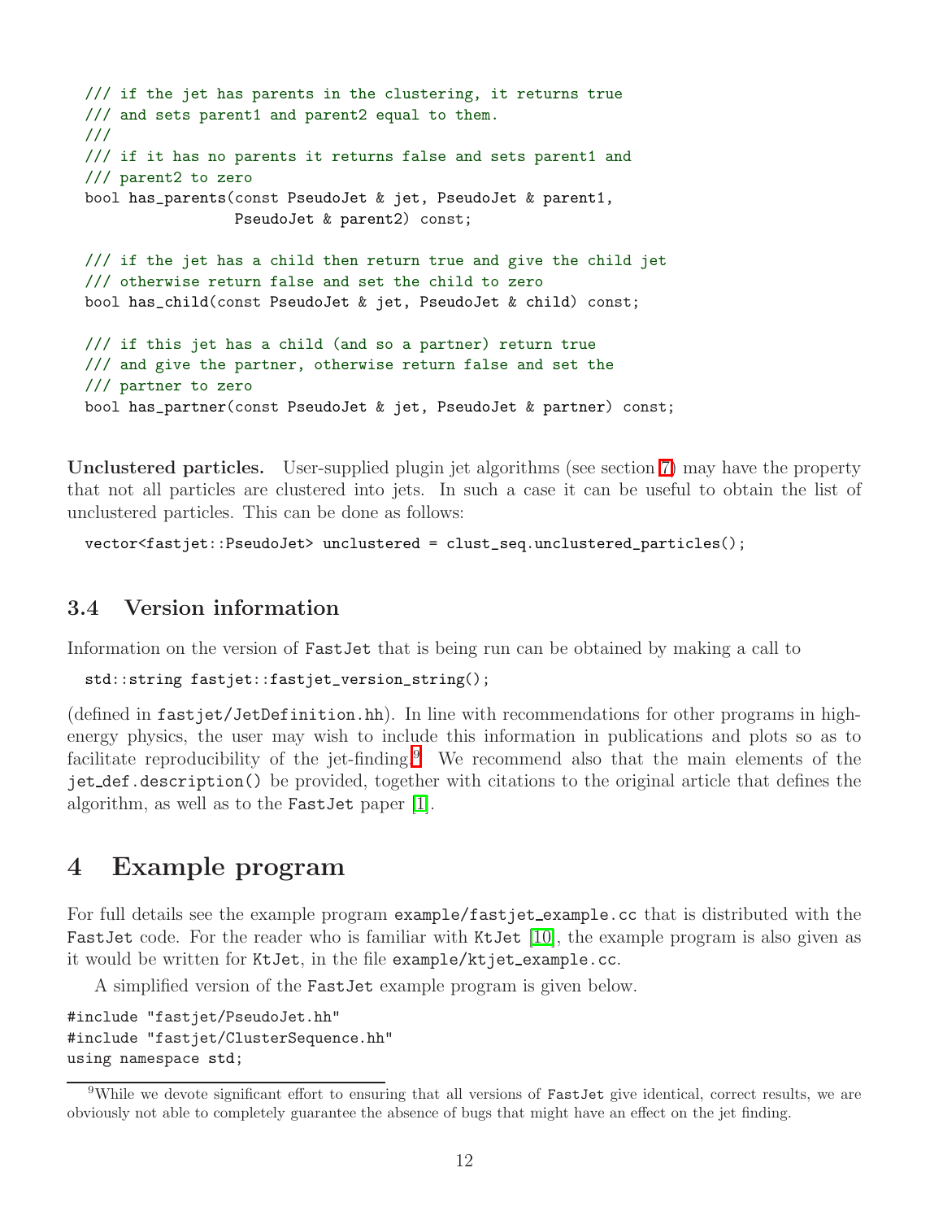```
/// if the jet has parents in the clustering, it returns true
/// and sets parent1 and parent2 equal to them.
///
/// if it has no parents it returns false and sets parent1 and
/// parent2 to zero
bool has_parents(const PseudoJet & jet, PseudoJet & parent1,
                 PseudoJet & parent2) const;

/// if the jet has a child then return true and give the child jet
/// otherwise return false and set the child to zero
bool has_child(const PseudoJet & jet, PseudoJet & child) const;

/// if this jet has a child (and so a partner) return true
/// and give the partner, otherwise return false and set the
/// partner to zero
bool has_partner(const PseudoJet & jet, PseudoJet & partner) const;
```

**Unclustered particles.** User-supplied plugin jet algorithms (see section 7) may have the property that not all particles are clustered into jets. In such a case it can be useful to obtain the list of unclustered particles. This can be done as follows:

```
vector<fastjet::PseudoJet> unclustered = clust_seq.unclustered_particles();
```

### 3.4 Version information

Information on the version of FastJet that is being run can be obtained by making a call to

```
std::string fastjet::fastjet_version_string();
```

(defined in fastjet/JetDefinition.hh). In line with recommendations for other programs in high-energy physics, the user may wish to include this information in publications and plots so as to facilitate reproducibility of the jet-finding.[9] We recommend also that the main elements of the jet_def.description() be provided, together with citations to the original article that defines the algorithm, as well as to the FastJet paper [1].

## 4 Example program

For full details see the example program example/fastjet_example.cc that is distributed with the FastJet code. For the reader who is familiar with KtJet [10], the example program is also given as it would be written for KtJet, in the file example/ktjet_example.cc.

A simplified version of the FastJet example program is given below.

```
#include "fastjet/PseudoJet.hh"
#include "fastjet/ClusterSequence.hh"
using namespace std;
```

[9] While we devote significant effort to ensuring that all versions of FastJet give identical, correct results, we are obviously not able to completely guarantee the absence of bugs that might have an effect on the jet finding.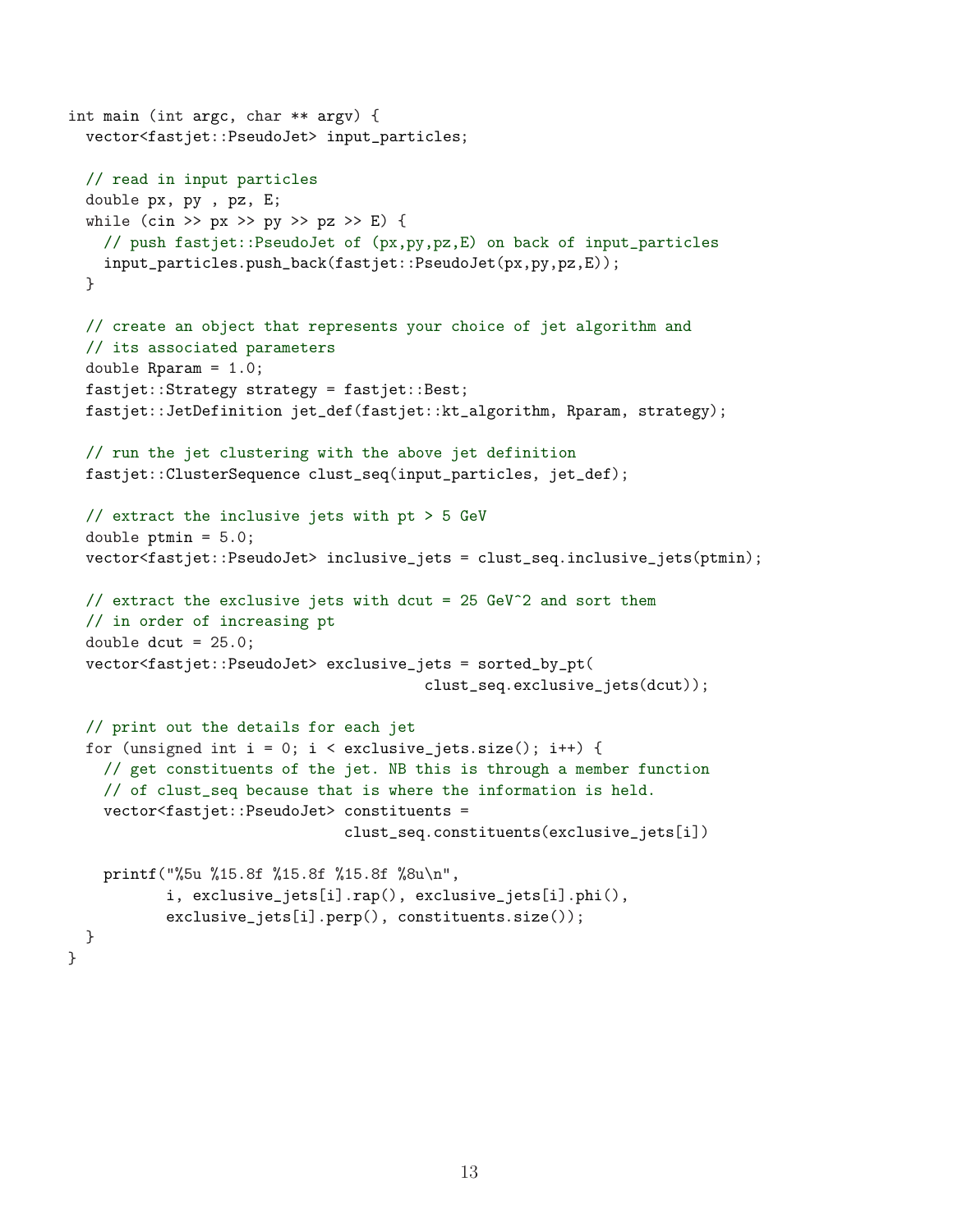```
int main (int argc, char ** argv) {
  vector<fastjet::PseudoJet> input_particles;

  // read in input particles
  double px, py , pz, E;
  while (cin >> px >> py >> pz >> E) {
    // push fastjet::PseudoJet of (px,py,pz,E) on back of input_particles
    input_particles.push_back(fastjet::PseudoJet(px,py,pz,E));
  }

  // create an object that represents your choice of jet algorithm and
  // its associated parameters
  double Rparam = 1.0;
  fastjet::Strategy strategy = fastjet::Best;
  fastjet::JetDefinition jet_def(fastjet::kt_algorithm, Rparam, strategy);

  // run the jet clustering with the above jet definition
  fastjet::ClusterSequence clust_seq(input_particles, jet_def);

  // extract the inclusive jets with pt > 5 GeV
  double ptmin = 5.0;
  vector<fastjet::PseudoJet> inclusive_jets = clust_seq.inclusive_jets(ptmin);

  // extract the exclusive jets with dcut = 25 GeV^2 and sort them
  // in order of increasing pt
  double dcut = 25.0;
  vector<fastjet::PseudoJet> exclusive_jets = sorted_by_pt(
                                       clust_seq.exclusive_jets(dcut));

  // print out the details for each jet
  for (unsigned int i = 0; i < exclusive_jets.size(); i++) {
    // get constituents of the jet. NB this is through a member function
    // of clust_seq because that is where the information is held.
    vector<fastjet::PseudoJet> constituents =
                            clust_seq.constituents(exclusive_jets[i])

    printf("%5u %15.8f %15.8f %15.8f %8u\n",
           i, exclusive_jets[i].rap(), exclusive_jets[i].phi(),
           exclusive_jets[i].perp(), constituents.size());
  }
}
```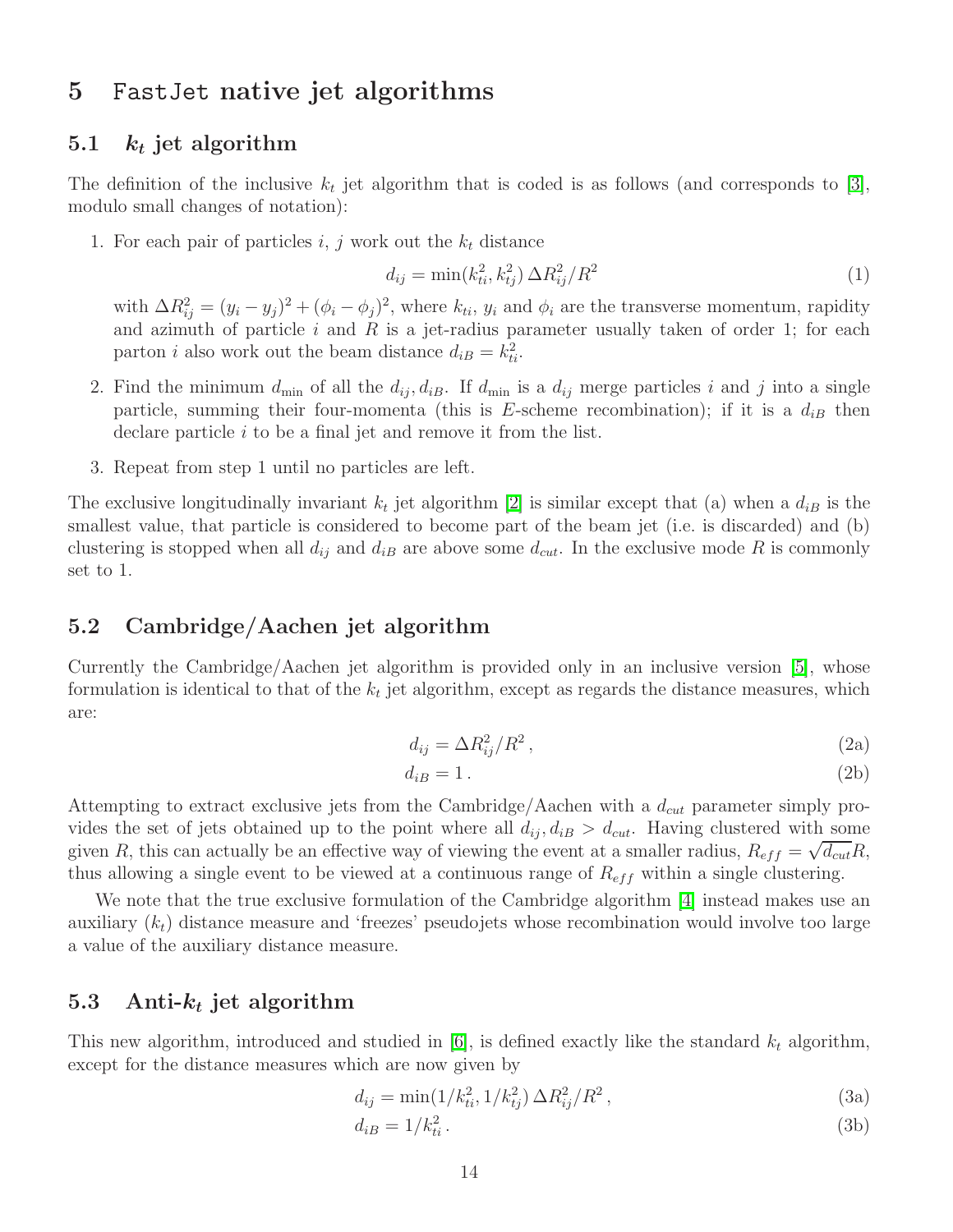# 5 `FastJet` native jet algorithms

## 5.1 $k_t$ jet algorithm

The definition of the inclusive $k_t$ jet algorithm that is coded is as follows (and corresponds to [3], modulo small changes of notation):

1. For each pair of particles $i$, $j$ work out the $k_t$ distance
$$d_{ij} = \min(k_{ti}^2, k_{tj}^2)\, \Delta R_{ij}^2/R^2 \tag{1}$$
with $\Delta R_{ij}^2 = (y_i - y_j)^2 + (\phi_i - \phi_j)^2$, where $k_{ti}$, $y_i$ and $\phi_i$ are the transverse momentum, rapidity and azimuth of particle $i$ and $R$ is a jet-radius parameter usually taken of order 1; for each parton $i$ also work out the beam distance $d_{iB} = k_{ti}^2$.

2. Find the minimum $d_{\min}$ of all the $d_{ij}, d_{iB}$. If $d_{\min}$ is a $d_{ij}$ merge particles $i$ and $j$ into a single particle, summing their four-momenta (this is $E$-scheme recombination); if it is a $d_{iB}$ then declare particle $i$ to be a final jet and remove it from the list.

3. Repeat from step 1 until no particles are left.

The exclusive longitudinally invariant $k_t$ jet algorithm [2] is similar except that (a) when a $d_{iB}$ is the smallest value, that particle is considered to become part of the beam jet (i.e. is discarded) and (b) clustering is stopped when all $d_{ij}$ and $d_{iB}$ are above some $d_{cut}$. In the exclusive mode $R$ is commonly set to 1.

## 5.2 Cambridge/Aachen jet algorithm

Currently the Cambridge/Aachen jet algorithm is provided only in an inclusive version [5], whose formulation is identical to that of the $k_t$ jet algorithm, except as regards the distance measures, which are:

$$d_{ij} = \Delta R_{ij}^2/R^2\,, \tag{2a}$$

$$d_{iB} = 1\,. \tag{2b}$$

Attempting to extract exclusive jets from the Cambridge/Aachen with a $d_{cut}$ parameter simply provides the set of jets obtained up to the point where all $d_{ij}, d_{iB} > d_{cut}$. Having clustered with some given $R$, this can actually be an effective way of viewing the event at a smaller radius, $R_{eff} = \sqrt{d_{cut}}R$, thus allowing a single event to be viewed at a continuous range of $R_{eff}$ within a single clustering.

We note that the true exclusive formulation of the Cambridge algorithm [4] instead makes use an auxiliary ($k_t$) distance measure and 'freezes' pseudojets whose recombination would involve too large a value of the auxiliary distance measure.

## 5.3 Anti-$k_t$ jet algorithm

This new algorithm, introduced and studied in [6], is defined exactly like the standard $k_t$ algorithm, except for the distance measures which are now given by

$$d_{ij} = \min(1/k_{ti}^2, 1/k_{tj}^2)\, \Delta R_{ij}^2/R^2\,, \tag{3a}$$

$$d_{iB} = 1/k_{ti}^2\,. \tag{3b}$$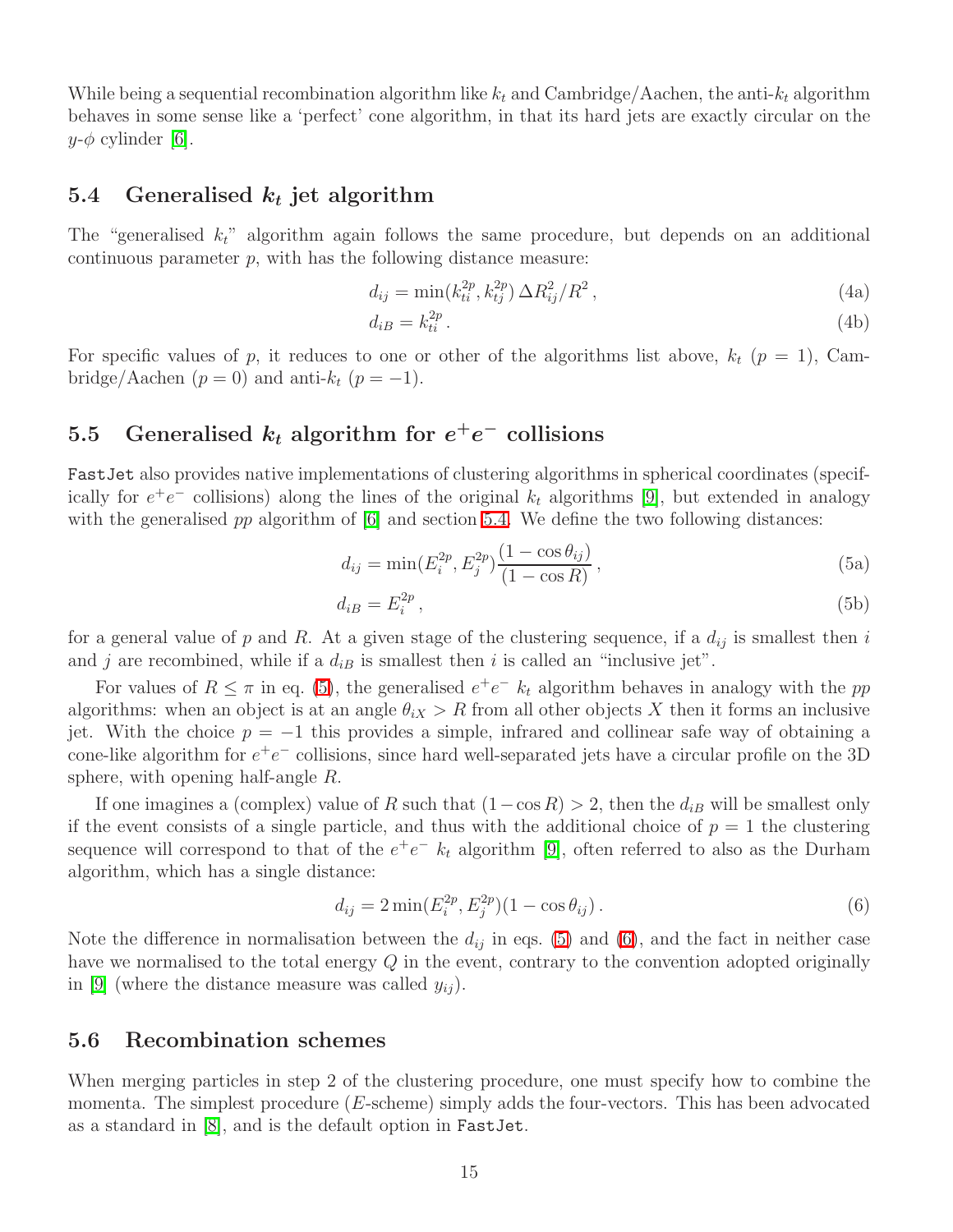While being a sequential recombination algorithm like $k_t$ and Cambridge/Aachen, the anti-$k_t$ algorithm behaves in some sense like a 'perfect' cone algorithm, in that its hard jets are exactly circular on the $y$-$\phi$ cylinder [6].

### 5.4 Generalised $k_t$ jet algorithm

The "generalised $k_t$" algorithm again follows the same procedure, but depends on an additional continuous parameter $p$, with has the following distance measure:

$$d_{ij} = \min(k_{ti}^{2p}, k_{tj}^{2p})\, \Delta R_{ij}^2 / R^2\,, \tag{4a}$$

$$d_{iB} = k_{ti}^{2p}\,. \tag{4b}$$

For specific values of $p$, it reduces to one or other of the algorithms list above, $k_t$ ($p = 1$), Cambridge/Aachen ($p = 0$) and anti-$k_t$ ($p = -1$).

### 5.5 Generalised $k_t$ algorithm for $e^+e^-$ collisions

FastJet also provides native implementations of clustering algorithms in spherical coordinates (specifically for $e^+e^-$ collisions) along the lines of the original $k_t$ algorithms [9], but extended in analogy with the generalised $pp$ algorithm of [6] and section 5.4. We define the two following distances:

$$d_{ij} = \min(E_i^{2p}, E_j^{2p}) \frac{(1 - \cos\theta_{ij})}{(1 - \cos R)}\,, \tag{5a}$$

$$d_{iB} = E_i^{2p}\,, \tag{5b}$$

for a general value of $p$ and $R$. At a given stage of the clustering sequence, if a $d_{ij}$ is smallest then $i$ and $j$ are recombined, while if a $d_{iB}$ is smallest then $i$ is called an "inclusive jet".

For values of $R \leq \pi$ in eq. (5), the generalised $e^+e^-$ $k_t$ algorithm behaves in analogy with the $pp$ algorithms: when an object is at an angle $\theta_{iX} > R$ from all other objects $X$ then it forms an inclusive jet. With the choice $p = -1$ this provides a simple, infrared and collinear safe way of obtaining a cone-like algorithm for $e^+e^-$ collisions, since hard well-separated jets have a circular profile on the 3D sphere, with opening half-angle $R$.

If one imagines a (complex) value of $R$ such that $(1 - \cos R) > 2$, then the $d_{iB}$ will be smallest only if the event consists of a single particle, and thus with the additional choice of $p = 1$ the clustering sequence will correspond to that of the $e^+e^-$ $k_t$ algorithm [9], often referred to also as the Durham algorithm, which has a single distance:

$$d_{ij} = 2 \min(E_i^{2p}, E_j^{2p})(1 - \cos\theta_{ij})\,. \tag{6}$$

Note the difference in normalisation between the $d_{ij}$ in eqs. (5) and (6), and the fact in neither case have we normalised to the total energy $Q$ in the event, contrary to the convention adopted originally in [9] (where the distance measure was called $y_{ij}$).

### 5.6 Recombination schemes

When merging particles in step 2 of the clustering procedure, one must specify how to combine the momenta. The simplest procedure ($E$-scheme) simply adds the four-vectors. This has been advocated as a standard in [8], and is the default option in FastJet.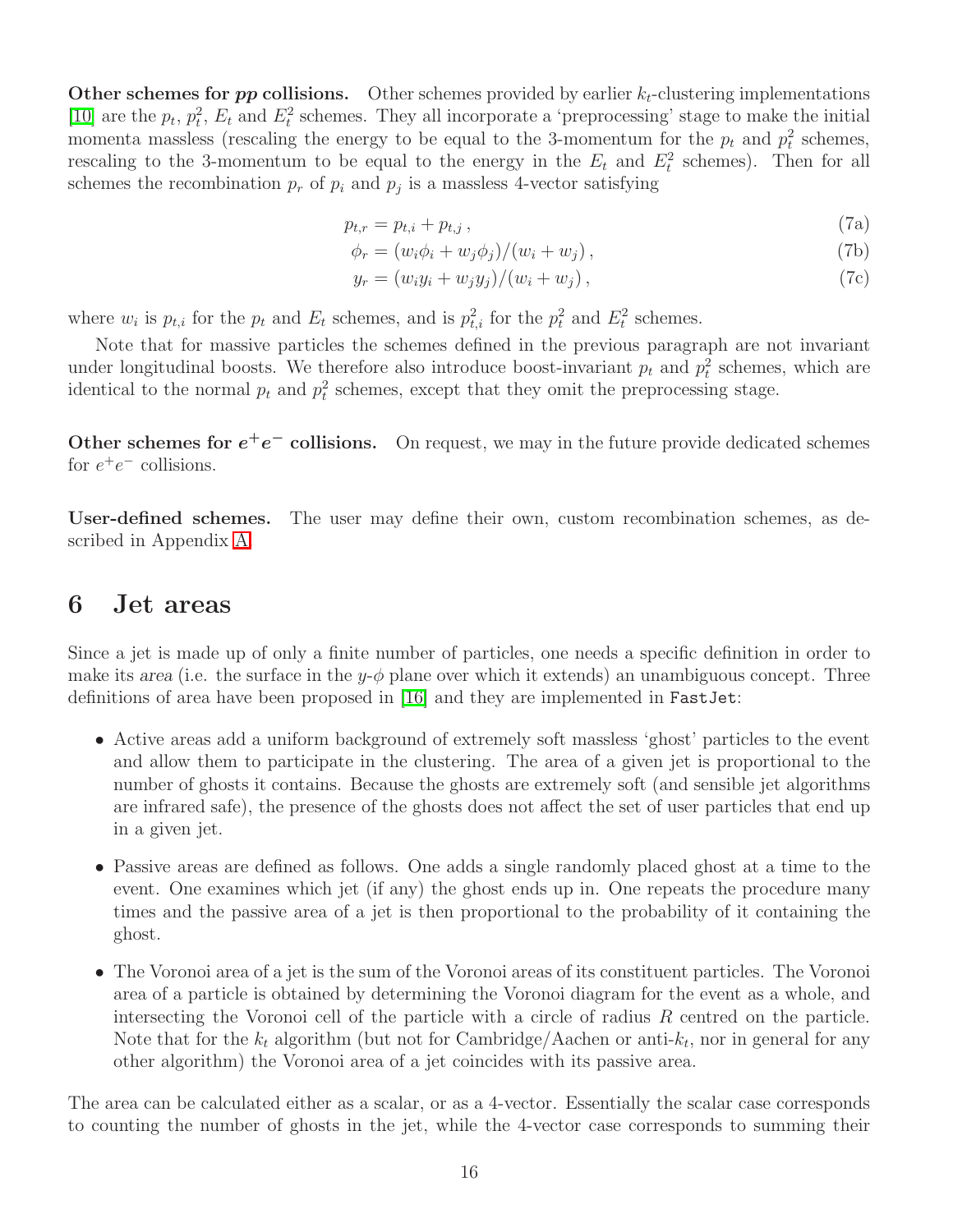**Other schemes for $pp$ collisions.** Other schemes provided by earlier $k_t$-clustering implementations [10] are the $p_t$, $p_t^2$, $E_t$ and $E_t^2$ schemes. They all incorporate a 'preprocessing' stage to make the initial momenta massless (rescaling the energy to be equal to the 3-momentum for the $p_t$ and $p_t^2$ schemes, rescaling to the 3-momentum to be equal to the energy in the $E_t$ and $E_t^2$ schemes). Then for all schemes the recombination $p_r$ of $p_i$ and $p_j$ is a massless 4-vector satisfying

$$p_{t,r} = p_{t,i} + p_{t,j}\,, \tag{7a}$$

$$\phi_r = (w_i \phi_i + w_j \phi_j)/(w_i + w_j)\,, \tag{7b}$$

$$y_r = (w_i y_i + w_j y_j)/(w_i + w_j)\,, \tag{7c}$$

where $w_i$ is $p_{t,i}$ for the $p_t$ and $E_t$ schemes, and is $p_{t,i}^2$ for the $p_t^2$ and $E_t^2$ schemes.

Note that for massive particles the schemes defined in the previous paragraph are not invariant under longitudinal boosts. We therefore also introduce boost-invariant $p_t$ and $p_t^2$ schemes, which are identical to the normal $p_t$ and $p_t^2$ schemes, except that they omit the preprocessing stage.

**Other schemes for $e^+e^-$ collisions.** On request, we may in the future provide dedicated schemes for $e^+e^-$ collisions.

**User-defined schemes.** The user may define their own, custom recombination schemes, as described in Appendix A.

# 6 Jet areas

Since a jet is made up of only a finite number of particles, one needs a specific definition in order to make its *area* (i.e. the surface in the $y$-$\phi$ plane over which it extends) an unambiguous concept. Three definitions of area have been proposed in [16] and they are implemented in `FastJet`:

- Active areas add a uniform background of extremely soft massless 'ghost' particles to the event and allow them to participate in the clustering. The area of a given jet is proportional to the number of ghosts it contains. Because the ghosts are extremely soft (and sensible jet algorithms are infrared safe), the presence of the ghosts does not affect the set of user particles that end up in a given jet.

- Passive areas are defined as follows. One adds a single randomly placed ghost at a time to the event. One examines which jet (if any) the ghost ends up in. One repeats the procedure many times and the passive area of a jet is then proportional to the probability of it containing the ghost.

- The Voronoi area of a jet is the sum of the Voronoi areas of its constituent particles. The Voronoi area of a particle is obtained by determining the Voronoi diagram for the event as a whole, and intersecting the Voronoi cell of the particle with a circle of radius $R$ centred on the particle. Note that for the $k_t$ algorithm (but not for Cambridge/Aachen or anti-$k_t$, nor in general for any other algorithm) the Voronoi area of a jet coincides with its passive area.

The area can be calculated either as a scalar, or as a 4-vector. Essentially the scalar case corresponds to counting the number of ghosts in the jet, while the 4-vector case corresponds to summing their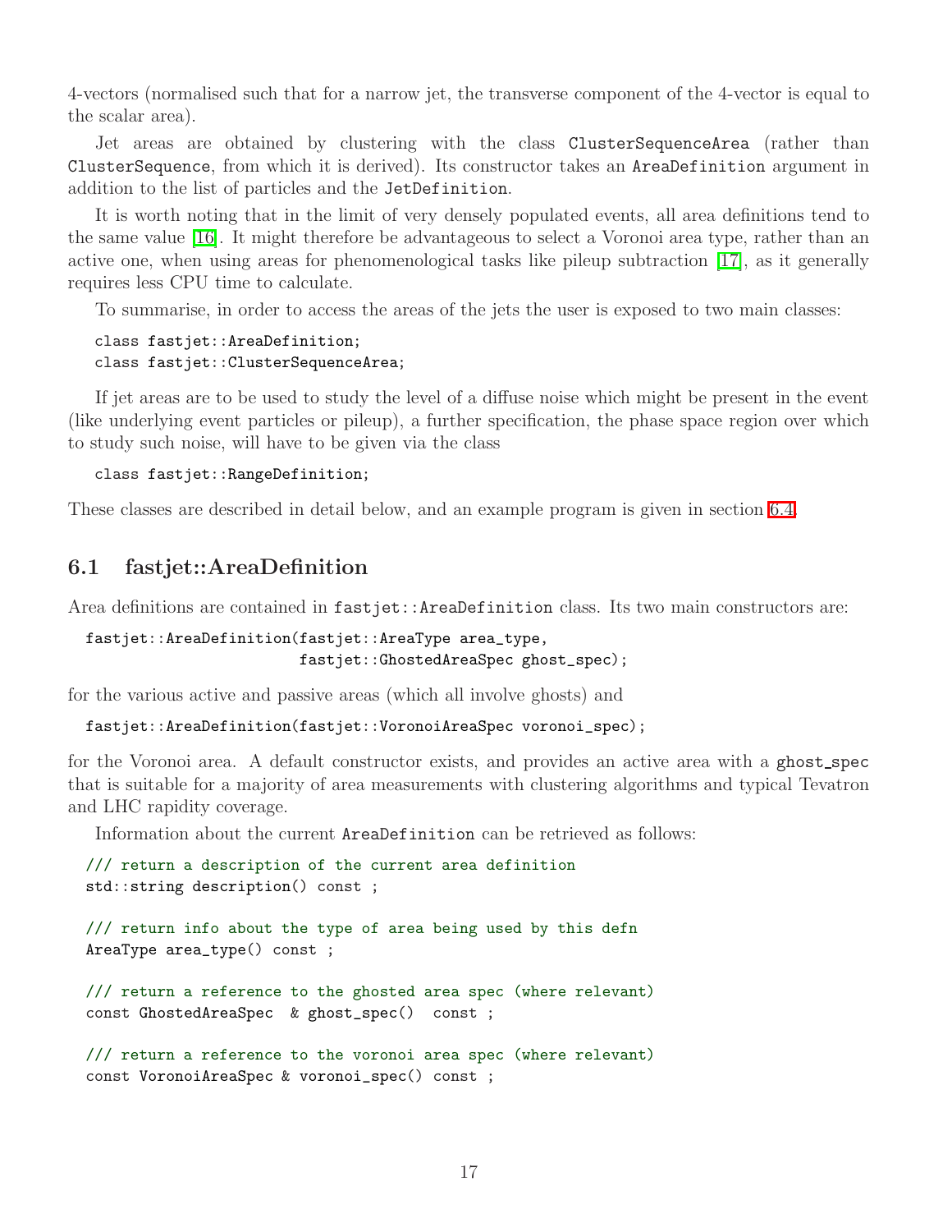4-vectors (normalised such that for a narrow jet, the transverse component of the 4-vector is equal to the scalar area).

Jet areas are obtained by clustering with the class `ClusterSequenceArea` (rather than `ClusterSequence`, from which it is derived). Its constructor takes an `AreaDefinition` argument in addition to the list of particles and the `JetDefinition`.

It is worth noting that in the limit of very densely populated events, all area definitions tend to the same value [16]. It might therefore be advantageous to select a Voronoi area type, rather than an active one, when using areas for phenomenological tasks like pileup subtraction [17], as it generally requires less CPU time to calculate.

To summarise, in order to access the areas of the jets the user is exposed to two main classes:

```
class fastjet::AreaDefinition;
class fastjet::ClusterSequenceArea;
```

If jet areas are to be used to study the level of a diffuse noise which might be present in the event (like underlying event particles or pileup), a further specification, the phase space region over which to study such noise, will have to be given via the class

```
class fastjet::RangeDefinition;
```

These classes are described in detail below, and an example program is given in section 6.4.

## 6.1 fastjet::AreaDefinition

Area definitions are contained in `fastjet::AreaDefinition` class. Its two main constructors are:

```
fastjet::AreaDefinition(fastjet::AreaType area_type,
                        fastjet::GhostedAreaSpec ghost_spec);
```

for the various active and passive areas (which all involve ghosts) and

```
fastjet::AreaDefinition(fastjet::VoronoiAreaSpec voronoi_spec);
```

for the Voronoi area. A default constructor exists, and provides an active area with a `ghost_spec` that is suitable for a majority of area measurements with clustering algorithms and typical Tevatron and LHC rapidity coverage.

Information about the current `AreaDefinition` can be retrieved as follows:

```
/// return a description of the current area definition
std::string description() const ;

/// return info about the type of area being used by this defn
AreaType area_type() const ;

/// return a reference to the ghosted area spec (where relevant)
const GhostedAreaSpec  & ghost_spec()  const ;

/// return a reference to the voronoi area spec (where relevant)
const VoronoiAreaSpec & voronoi_spec() const ;
```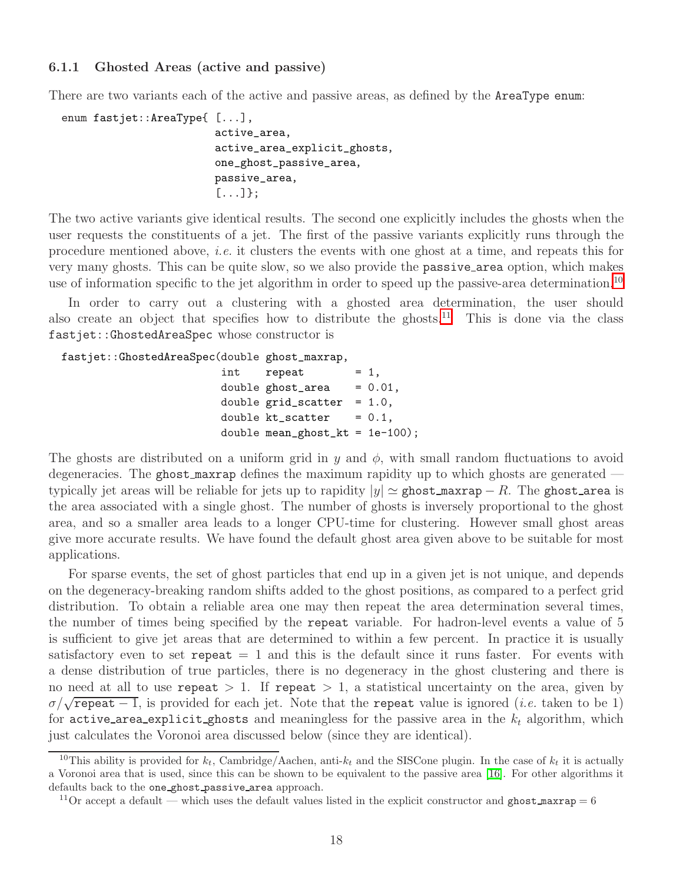### 6.1.1 Ghosted Areas (active and passive)

There are two variants each of the active and passive areas, as defined by the AreaType enum:

```
enum fastjet::AreaType{ [...],
                        active_area,
                        active_area_explicit_ghosts,
                        one_ghost_passive_area,
                        passive_area,
                        [...]};
```

The two active variants give identical results. The second one explicitly includes the ghosts when the user requests the constituents of a jet. The first of the passive variants explicitly runs through the procedure mentioned above, *i.e.* it clusters the events with one ghost at a time, and repeats this for very many ghosts. This can be quite slow, so we also provide the passive_area option, which makes use of information specific to the jet algorithm in order to speed up the passive-area determination.[10]

In order to carry out a clustering with a ghosted area determination, the user should also create an object that specifies how to distribute the ghosts.[11] This is done via the class fastjet::GhostedAreaSpec whose constructor is

```
fastjet::GhostedAreaSpec(double ghost_maxrap,
                         int    repeat        = 1,
                         double ghost_area    = 0.01,
                         double grid_scatter  = 1.0,
                         double kt_scatter    = 0.1,
                         double mean_ghost_kt = 1e-100);
```

The ghosts are distributed on a uniform grid in $y$ and $\phi$, with small random fluctuations to avoid degeneracies. The ghost_maxrap defines the maximum rapidity up to which ghosts are generated — typically jet areas will be reliable for jets up to rapidity $|y| \simeq \texttt{ghost\_maxrap} - R$. The ghost_area is the area associated with a single ghost. The number of ghosts is inversely proportional to the ghost area, and so a smaller area leads to a longer CPU-time for clustering. However small ghost areas give more accurate results. We have found the default ghost area given above to be suitable for most applications.

For sparse events, the set of ghost particles that end up in a given jet is not unique, and depends on the degeneracy-breaking random shifts added to the ghost positions, as compared to a perfect grid distribution. To obtain a reliable area one may then repeat the area determination several times, the number of times being specified by the repeat variable. For hadron-level events a value of 5 is sufficient to give jet areas that are determined to within a few percent. In practice it is usually satisfactory even to set repeat = 1 and this is the default since it runs faster. For events with a dense distribution of true particles, there is no degeneracy in the ghost clustering and there is no need at all to use repeat > 1. If repeat > 1, a statistical uncertainty on the area, given by $\sigma/\sqrt{\texttt{repeat}-1}$, is provided for each jet. Note that the repeat value is ignored (*i.e.* taken to be 1) for active_area_explicit_ghosts and meaningless for the passive area in the $k_t$ algorithm, which just calculates the Voronoi area discussed below (since they are identical).

---

[10] This ability is provided for $k_t$, Cambridge/Aachen, anti-$k_t$ and the SISCone plugin. In the case of $k_t$ it is actually a Voronoi area that is used, since this can be shown to be equivalent to the passive area [16]. For other algorithms it defaults back to the one_ghost_passive_area approach.

[11] Or accept a default — which uses the default values listed in the explicit constructor and ghost_maxrap = 6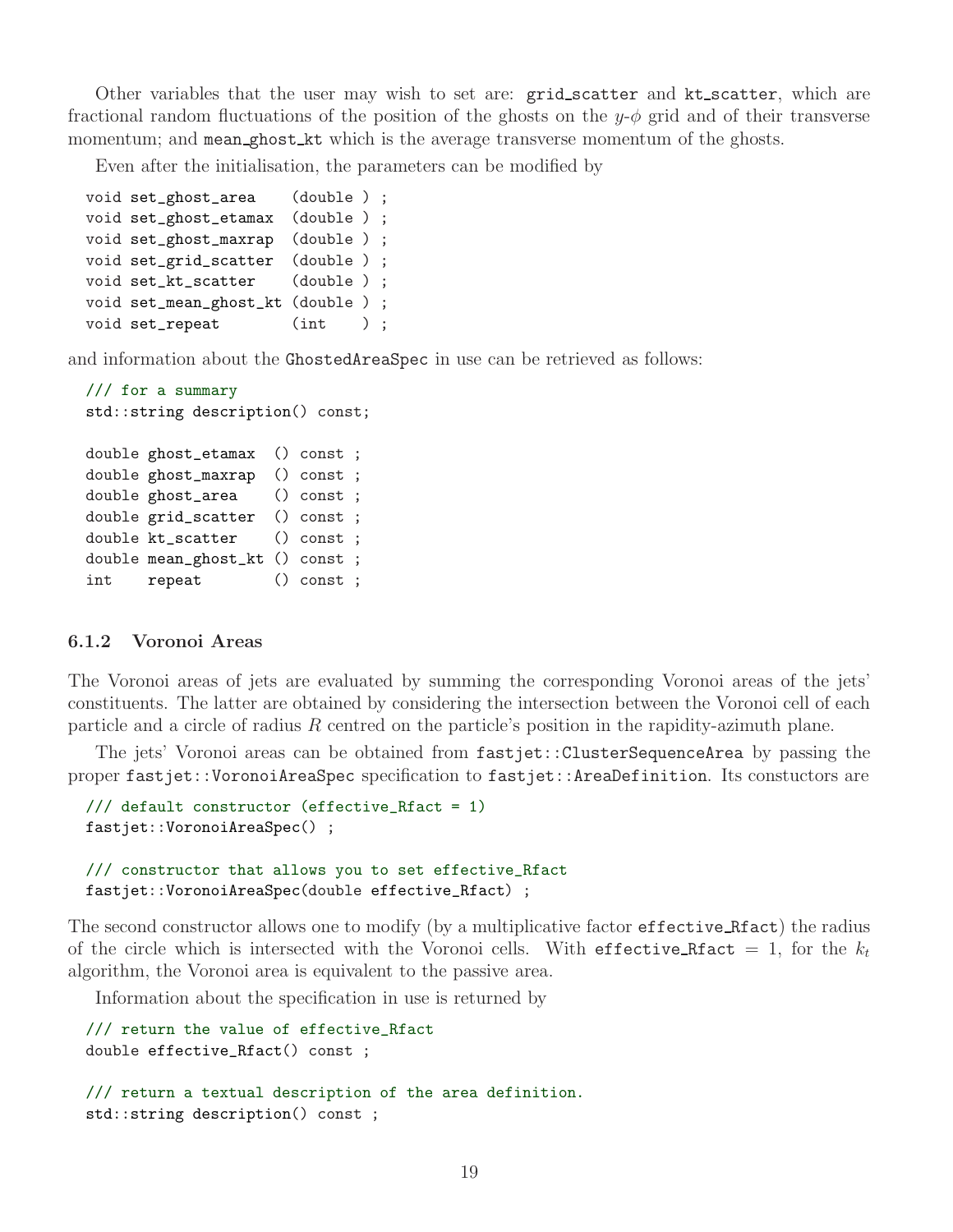Other variables that the user may wish to set are: grid_scatter and kt_scatter, which are fractional random fluctuations of the position of the ghosts on the $y$-$\phi$ grid and of their transverse momentum; and mean_ghost_kt which is the average transverse momentum of the ghosts.

Even after the initialisation, the parameters can be modified by

```
void set_ghost_area    (double ) ;
void set_ghost_etamax  (double ) ;
void set_ghost_maxrap  (double ) ;
void set_grid_scatter  (double ) ;
void set_kt_scatter    (double ) ;
void set_mean_ghost_kt (double ) ;
void set_repeat        (int    ) ;
```

and information about the GhostedAreaSpec in use can be retrieved as follows:

```
/// for a summary
std::string description() const;

double ghost_etamax  () const ;
double ghost_maxrap  () const ;
double ghost_area    () const ;
double grid_scatter  () const ;
double kt_scatter    () const ;
double mean_ghost_kt () const ;
int    repeat        () const ;
```

### 6.1.2 Voronoi Areas

The Voronoi areas of jets are evaluated by summing the corresponding Voronoi areas of the jets' constituents. The latter are obtained by considering the intersection between the Voronoi cell of each particle and a circle of radius $R$ centred on the particle's position in the rapidity-azimuth plane.

The jets' Voronoi areas can be obtained from fastjet::ClusterSequenceArea by passing the proper fastjet::VoronoiAreaSpec specification to fastjet::AreaDefinition. Its constuctors are

```
/// default constructor (effective_Rfact = 1)
fastjet::VoronoiAreaSpec() ;

/// constructor that allows you to set effective_Rfact
fastjet::VoronoiAreaSpec(double effective_Rfact) ;
```

The second constructor allows one to modify (by a multiplicative factor effective_Rfact) the radius of the circle which is intersected with the Voronoi cells. With effective_Rfact = 1, for the $k_t$ algorithm, the Voronoi area is equivalent to the passive area.

Information about the specification in use is returned by

```
/// return the value of effective_Rfact
double effective_Rfact() const ;

/// return a textual description of the area definition.
std::string description() const ;
```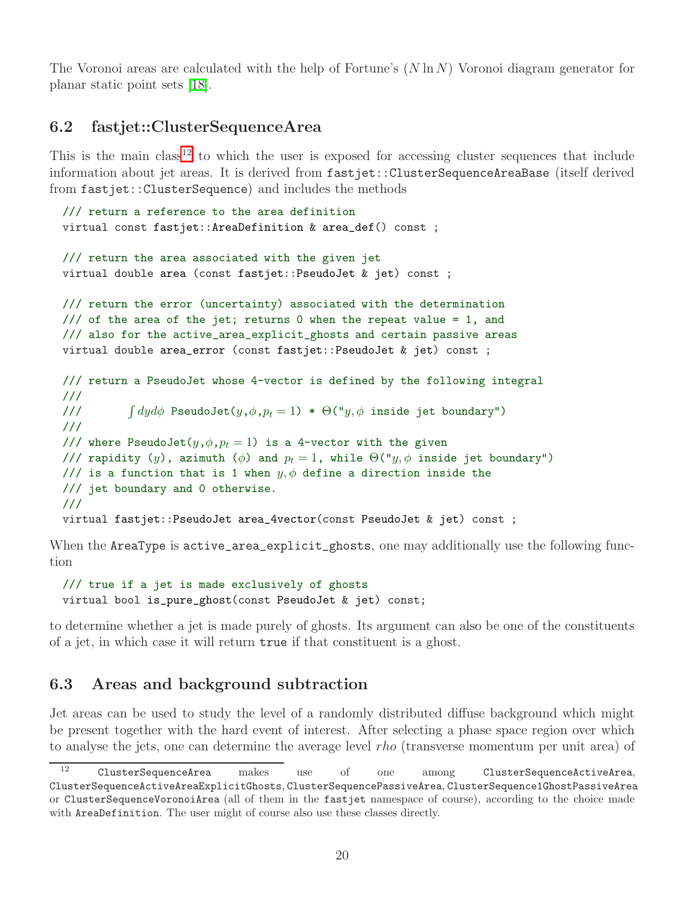The Voronoi areas are calculated with the help of Fortune's ($N \ln N$) Voronoi diagram generator for planar static point sets [18].

## 6.2 fastjet::ClusterSequenceArea

This is the main class[12] to which the user is exposed for accessing cluster sequences that include information about jet areas. It is derived from `fastjet::ClusterSequenceAreaBase` (itself derived from `fastjet::ClusterSequence`) and includes the methods

```
/// return a reference to the area definition
virtual const fastjet::AreaDefinition & area_def() const ;

/// return the area associated with the given jet
virtual double area (const fastjet::PseudoJet & jet) const ;

/// return the error (uncertainty) associated with the determination
/// of the area of the jet; returns 0 when the repeat value = 1, and
/// also for the active_area_explicit_ghosts and certain passive areas
virtual double area_error (const fastjet::PseudoJet & jet) const ;

/// return a PseudoJet whose 4-vector is defined by the following integral
///
///       ∫ dydφ PseudoJet(y,φ,pt=1) * Θ("y,φ inside jet boundary")
///
/// where PseudoJet(y,φ,pt=1) is a 4-vector with the given
/// rapidity (y), azimuth (φ) and pt=1, while Θ("y,φ inside jet boundary")
/// is a function that is 1 when y,φ define a direction inside the
/// jet boundary and 0 otherwise.
///
virtual fastjet::PseudoJet area_4vector(const PseudoJet & jet) const ;
```

When the `AreaType` is `active_area_explicit_ghosts`, one may additionally use the following function

```
/// true if a jet is made exclusively of ghosts
virtual bool is_pure_ghost(const PseudoJet & jet) const;
```

to determine whether a jet is made purely of ghosts. Its argument can also be one of the constituents of a jet, in which case it will return `true` if that constituent is a ghost.

## 6.3 Areas and background subtraction

Jet areas can be used to study the level of a randomly distributed diffuse background which might be present together with the hard event of interest. After selecting a phase space region over which to analyse the jets, one can determine the average level *rho* (transverse momentum per unit area) of

[12] `ClusterSequenceArea` makes use of one among `ClusterSequenceActiveArea`, `ClusterSequenceActiveAreaExplicitGhosts`, `ClusterSequencePassiveArea`, `ClusterSequence1GhostPassiveArea` or `ClusterSequenceVoronoiArea` (all of them in the `fastjet` namespace of course), according to the choice made with `AreaDefinition`. The user might of course also use these classes directly.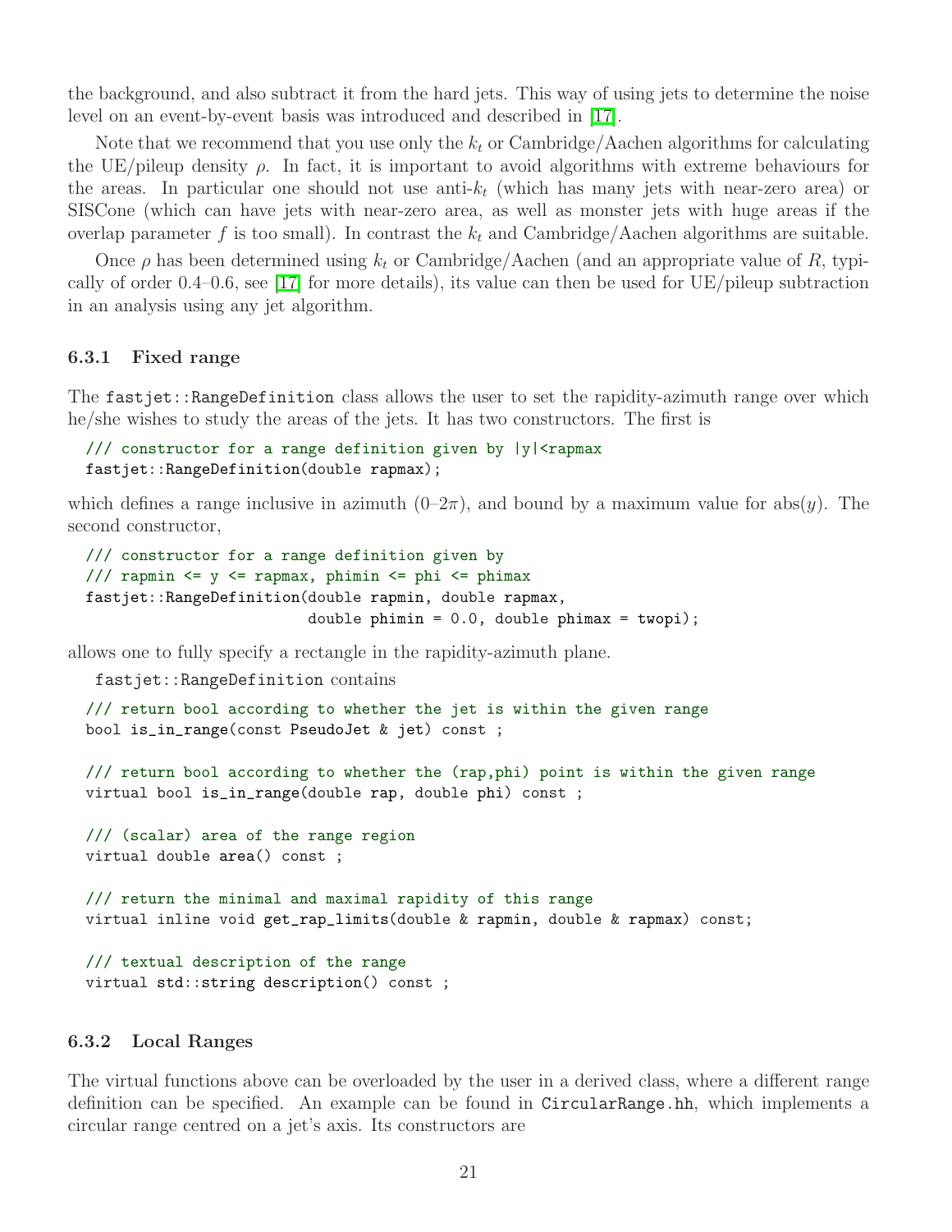the background, and also subtract it from the hard jets. This way of using jets to determine the noise level on an event-by-event basis was introduced and described in [17].

Note that we recommend that you use only the $k_t$ or Cambridge/Aachen algorithms for calculating the UE/pileup density $\rho$. In fact, it is important to avoid algorithms with extreme behaviours for the areas. In particular one should not use anti-$k_t$ (which has many jets with near-zero area) or SISCone (which can have jets with near-zero area, as well as monster jets with huge areas if the overlap parameter $f$ is too small). In contrast the $k_t$ and Cambridge/Aachen algorithms are suitable.

Once $\rho$ has been determined using $k_t$ or Cambridge/Aachen (and an appropriate value of $R$, typically of order 0.4–0.6, see [17] for more details), its value can then be used for UE/pileup subtraction in an analysis using any jet algorithm.

### 6.3.1 Fixed range

The `fastjet::RangeDefinition` class allows the user to set the rapidity-azimuth range over which he/she wishes to study the areas of the jets. It has two constructors. The first is

```
/// constructor for a range definition given by |y|<rapmax
fastjet::RangeDefinition(double rapmax);
```

which defines a range inclusive in azimuth (0–$2\pi$), and bound by a maximum value for abs($y$). The second constructor,

```
/// constructor for a range definition given by
/// rapmin <= y <= rapmax, phimin <= phi <= phimax
fastjet::RangeDefinition(double rapmin, double rapmax,
                         double phimin = 0.0, double phimax = twopi);
```

allows one to fully specify a rectangle in the rapidity-azimuth plane.

`fastjet::RangeDefinition` contains

```
/// return bool according to whether the jet is within the given range
bool is_in_range(const PseudoJet & jet) const ;

/// return bool according to whether the (rap,phi) point is within the given range
virtual bool is_in_range(double rap, double phi) const ;

/// (scalar) area of the range region
virtual double area() const ;

/// return the minimal and maximal rapidity of this range
virtual inline void get_rap_limits(double & rapmin, double & rapmax) const;

/// textual description of the range
virtual std::string description() const ;
```

### 6.3.2 Local Ranges

The virtual functions above can be overloaded by the user in a derived class, where a different range definition can be specified. An example can be found in `CircularRange.hh`, which implements a circular range centred on a jet's axis. Its constructors are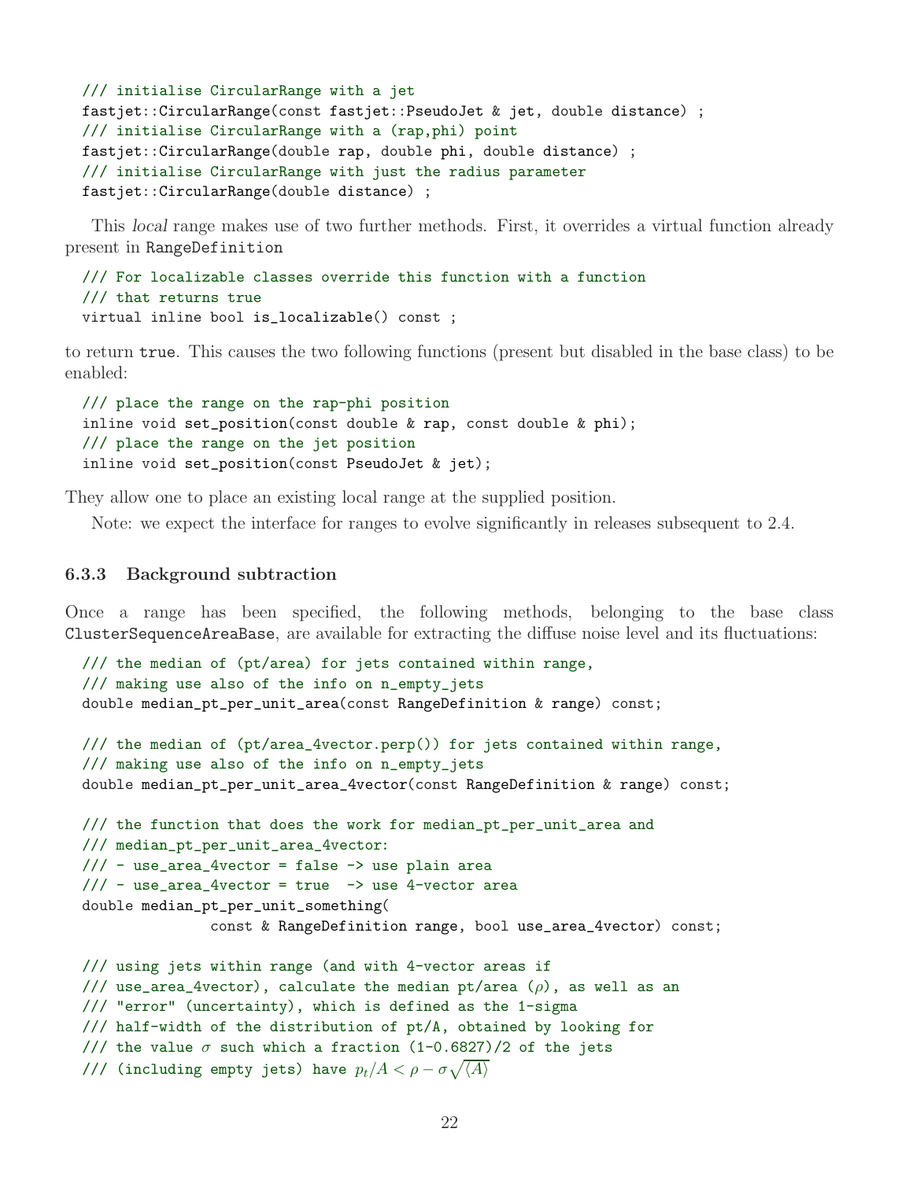```
/// initialise CircularRange with a jet
fastjet::CircularRange(const fastjet::PseudoJet & jet, double distance) ;
/// initialise CircularRange with a (rap,phi) point
fastjet::CircularRange(double rap, double phi, double distance) ;
/// initialise CircularRange with just the radius parameter
fastjet::CircularRange(double distance) ;
```

This *local* range makes use of two further methods. First, it overrides a virtual function already present in RangeDefinition

```
/// For localizable classes override this function with a function
/// that returns true
virtual inline bool is_localizable() const ;
```

to return true. This causes the two following functions (present but disabled in the base class) to be enabled:

```
/// place the range on the rap-phi position
inline void set_position(const double & rap, const double & phi);
/// place the range on the jet position
inline void set_position(const PseudoJet & jet);
```

They allow one to place an existing local range at the supplied position.

Note: we expect the interface for ranges to evolve significantly in releases subsequent to 2.4.

### 6.3.3 Background subtraction

Once a range has been specified, the following methods, belonging to the base class ClusterSequenceAreaBase, are available for extracting the diffuse noise level and its fluctuations:

```
/// the median of (pt/area) for jets contained within range,
/// making use also of the info on n_empty_jets
double median_pt_per_unit_area(const RangeDefinition & range) const;

/// the median of (pt/area_4vector.perp()) for jets contained within range,
/// making use also of the info on n_empty_jets
double median_pt_per_unit_area_4vector(const RangeDefinition & range) const;

/// the function that does the work for median_pt_per_unit_area and
/// median_pt_per_unit_area_4vector:
/// - use_area_4vector = false -> use plain area
/// - use_area_4vector = true  -> use 4-vector area
double median_pt_per_unit_something(
               const & RangeDefinition range, bool use_area_4vector) const;

/// using jets within range (and with 4-vector areas if
/// use_area_4vector), calculate the median pt/area (ρ), as well as an
/// "error" (uncertainty), which is defined as the 1-sigma
/// half-width of the distribution of pt/A, obtained by looking for
/// the value σ such which a fraction (1-0.6827)/2 of the jets
/// (including empty jets) have p_t/A < ρ - σ sqrt(<A>)
```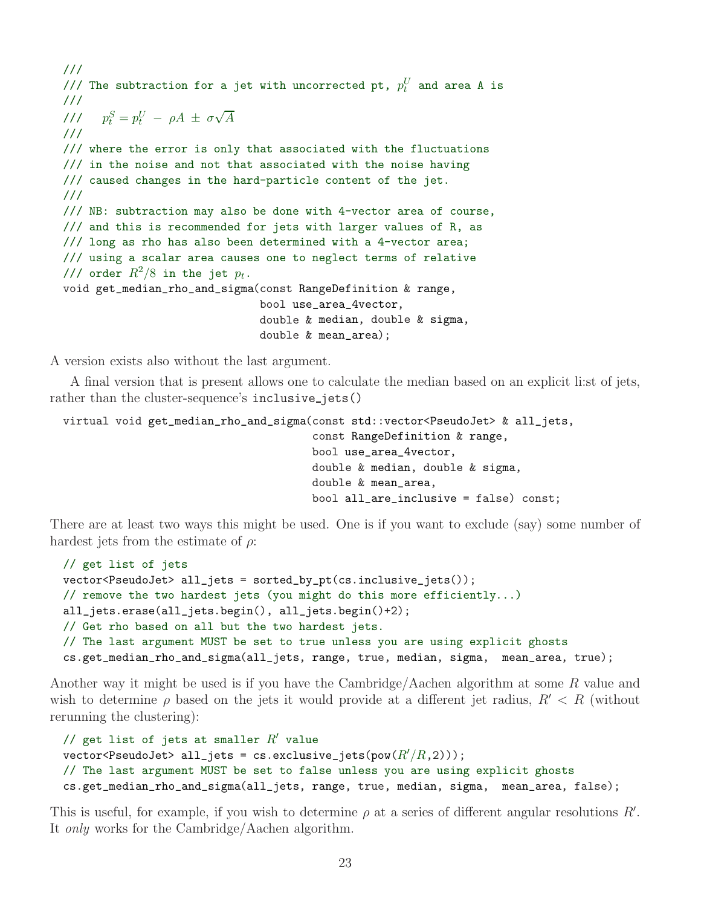```
///
/// The subtraction for a jet with uncorrected pt, $p_t^U$ and area A is
///
///    $p_t^S = p_t^U - \rho A \pm \sigma\sqrt{A}$
///
/// where the error is only that associated with the fluctuations
/// in the noise and not that associated with the noise having
/// caused changes in the hard-particle content of the jet.
///
/// NB: subtraction may also be done with 4-vector area of course,
/// and this is recommended for jets with larger values of R, as
/// long as rho has also been determined with a 4-vector area;
/// using a scalar area causes one to neglect terms of relative
/// order $R^2/8$ in the jet $p_t$.
void get_median_rho_and_sigma(const RangeDefinition & range,
                              bool use_area_4vector,
                              double & median, double & sigma,
                              double & mean_area);
```

A version exists also without the last argument.

A final version that is present allows one to calculate the median based on an explicit li:st of jets, rather than the cluster-sequence's `inclusive_jets()`

```
virtual void get_median_rho_and_sigma(const std::vector<PseudoJet> & all_jets,
                                      const RangeDefinition & range,
                                      bool use_area_4vector,
                                      double & median, double & sigma,
                                      double & mean_area,
                                      bool all_are_inclusive = false) const;
```

There are at least two ways this might be used. One is if you want to exclude (say) some number of hardest jets from the estimate of $\rho$:

```
// get list of jets
vector<PseudoJet> all_jets = sorted_by_pt(cs.inclusive_jets());
// remove the two hardest jets (you might do this more efficiently...)
all_jets.erase(all_jets.begin(), all_jets.begin()+2);
// Get rho based on all but the two hardest jets.
// The last argument MUST be set to true unless you are using explicit ghosts
cs.get_median_rho_and_sigma(all_jets, range, true, median, sigma,  mean_area, true);
```

Another way it might be used is if you have the Cambridge/Aachen algorithm at some $R$ value and wish to determine $\rho$ based on the jets it would provide at a different jet radius, $R' < R$ (without rerunning the clustering):

```
// get list of jets at smaller R' value
vector<PseudoJet> all_jets = cs.exclusive_jets(pow(R'/R,2)));
// The last argument MUST be set to false unless you are using explicit ghosts
cs.get_median_rho_and_sigma(all_jets, range, true, median, sigma,  mean_area, false);
```

This is useful, for example, if you wish to determine $\rho$ at a series of different angular resolutions $R'$. It *only* works for the Cambridge/Aachen algorithm.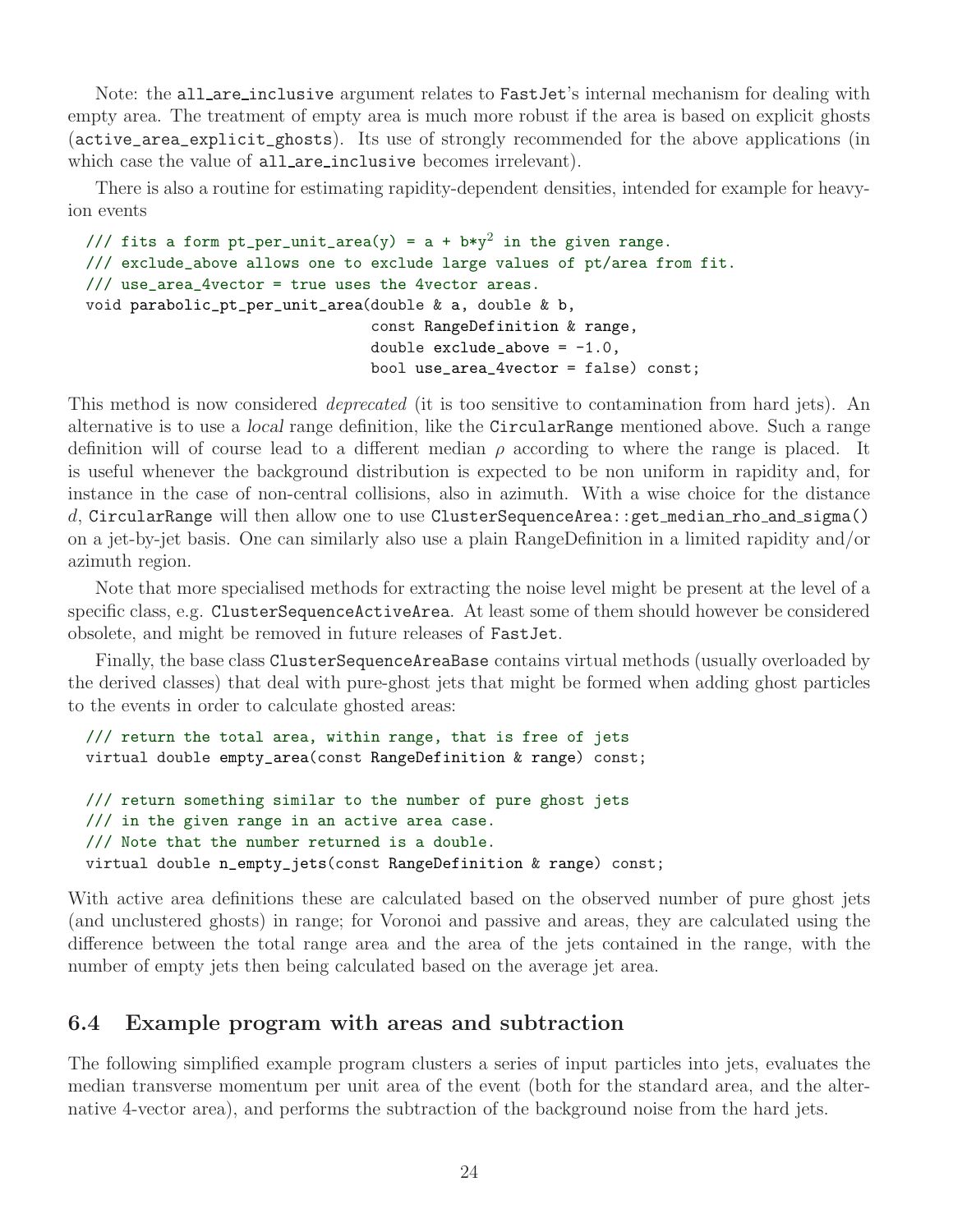Note: the all_are_inclusive argument relates to FastJet's internal mechanism for dealing with empty area. The treatment of empty area is much more robust if the area is based on explicit ghosts (active_area_explicit_ghosts). Its use of strongly recommended for the above applications (in which case the value of all_are_inclusive becomes irrelevant).

There is also a routine for estimating rapidity-dependent densities, intended for example for heavy-ion events

```
/// fits a form pt_per_unit_area(y) = a + b*y^2 in the given range.
/// exclude_above allows one to exclude large values of pt/area from fit.
/// use_area_4vector = true uses the 4vector areas.
void parabolic_pt_per_unit_area(double & a, double & b,
                                const RangeDefinition & range,
                                double exclude_above = -1.0,
                                bool use_area_4vector = false) const;
```

This method is now considered *deprecated* (it is too sensitive to contamination from hard jets). An alternative is to use a *local* range definition, like the CircularRange mentioned above. Such a range definition will of course lead to a different median $\rho$ according to where the range is placed. It is useful whenever the background distribution is expected to be non uniform in rapidity and, for instance in the case of non-central collisions, also in azimuth. With a wise choice for the distance $d$, CircularRange will then allow one to use ClusterSequenceArea::get_median_rho_and_sigma() on a jet-by-jet basis. One can similarly also use a plain RangeDefinition in a limited rapidity and/or azimuth region.

Note that more specialised methods for extracting the noise level might be present at the level of a specific class, e.g. ClusterSequenceActiveArea. At least some of them should however be considered obsolete, and might be removed in future releases of FastJet.

Finally, the base class ClusterSequenceAreaBase contains virtual methods (usually overloaded by the derived classes) that deal with pure-ghost jets that might be formed when adding ghost particles to the events in order to calculate ghosted areas:

```
/// return the total area, within range, that is free of jets
virtual double empty_area(const RangeDefinition & range) const;

/// return something similar to the number of pure ghost jets
/// in the given range in an active area case.
/// Note that the number returned is a double.
virtual double n_empty_jets(const RangeDefinition & range) const;
```

With active area definitions these are calculated based on the observed number of pure ghost jets (and unclustered ghosts) in range; for Voronoi and passive and areas, they are calculated using the difference between the total range area and the area of the jets contained in the range, with the number of empty jets then being calculated based on the average jet area.

## 6.4 Example program with areas and subtraction

The following simplified example program clusters a series of input particles into jets, evaluates the median transverse momentum per unit area of the event (both for the standard area, and the alternative 4-vector area), and performs the subtraction of the background noise from the hard jets.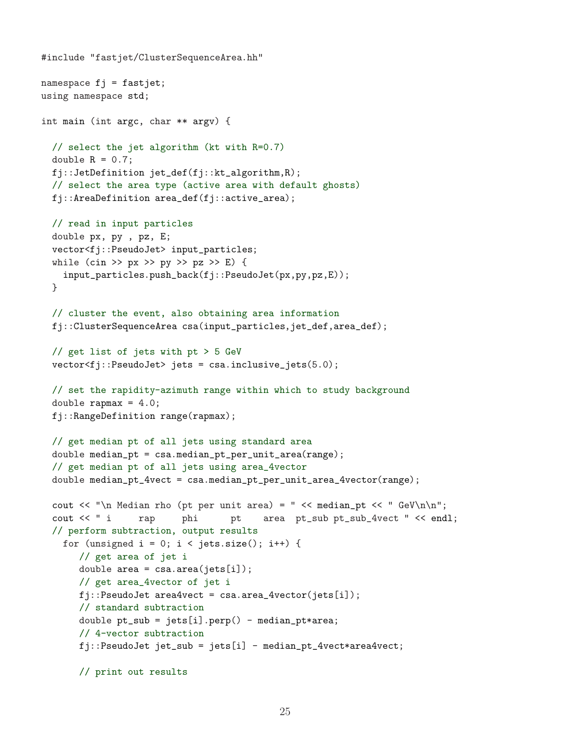```
#include "fastjet/ClusterSequenceArea.hh"

namespace fj = fastjet;
using namespace std;

int main (int argc, char ** argv) {

  // select the jet algorithm (kt with R=0.7)
  double R = 0.7;
  fj::JetDefinition jet_def(fj::kt_algorithm,R);
  // select the area type (active area with default ghosts)
  fj::AreaDefinition area_def(fj::active_area);

  // read in input particles
  double px, py , pz, E;
  vector<fj::PseudoJet> input_particles;
  while (cin >> px >> py >> pz >> E) {
    input_particles.push_back(fj::PseudoJet(px,py,pz,E));
  }

  // cluster the event, also obtaining area information
  fj::ClusterSequenceArea csa(input_particles,jet_def,area_def);

  // get list of jets with pt > 5 GeV
  vector<fj::PseudoJet> jets = csa.inclusive_jets(5.0);

  // set the rapidity-azimuth range within which to study background
  double rapmax = 4.0;
  fj::RangeDefinition range(rapmax);

  // get median pt of all jets using standard area
  double median_pt = csa.median_pt_per_unit_area(range);
  // get median pt of all jets using area_4vector
  double median_pt_4vect = csa.median_pt_per_unit_area_4vector(range);

  cout << "\n Median rho (pt per unit area) = " << median_pt << " GeV\n\n";
  cout << " i     rap     phi      pt    area  pt_sub pt_sub_4vect " << endl;
  // perform subtraction, output results
    for (unsigned i = 0; i < jets.size(); i++) {
       // get area of jet i
       double area = csa.area(jets[i]);
       // get area_4vector of jet i
       fj::PseudoJet area4vect = csa.area_4vector(jets[i]);
       // standard subtraction
       double pt_sub = jets[i].perp() - median_pt*area;
       // 4-vector subtraction
       fj::PseudoJet jet_sub = jets[i] - median_pt_4vect*area4vect;

       // print out results
```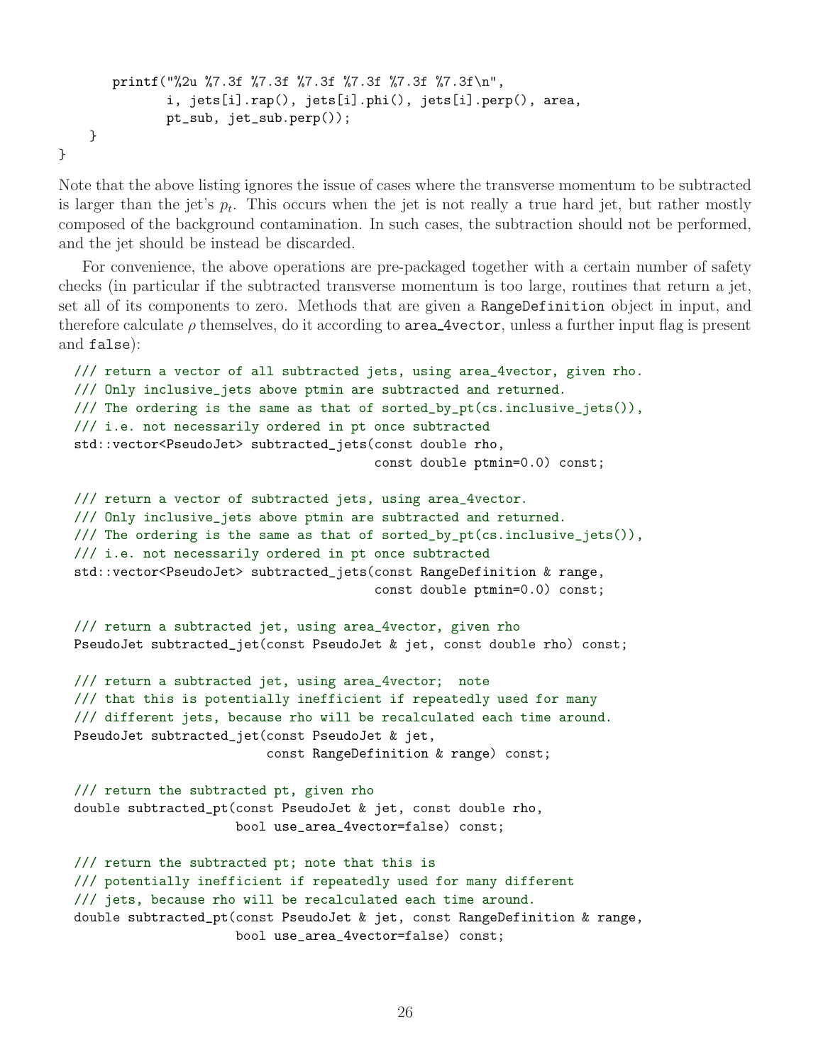```
      printf("%2u %7.3f %7.3f %7.3f %7.3f %7.3f %7.3f\n",
             i, jets[i].rap(), jets[i].phi(), jets[i].perp(), area,
             pt_sub, jet_sub.perp());
    }
}
```

Note that the above listing ignores the issue of cases where the transverse momentum to be subtracted is larger than the jet's $p_t$. This occurs when the jet is not really a true hard jet, but rather mostly composed of the background contamination. In such cases, the subtraction should not be performed, and the jet should be instead be discarded.

For convenience, the above operations are pre-packaged together with a certain number of safety checks (in particular if the subtracted transverse momentum is too large, routines that return a jet, set all of its components to zero. Methods that are given a `RangeDefinition` object in input, and therefore calculate $\rho$ themselves, do it according to `area_4vector`, unless a further input flag is present and `false`):

```
  /// return a vector of all subtracted jets, using area_4vector, given rho.
  /// Only inclusive_jets above ptmin are subtracted and returned.
  /// The ordering is the same as that of sorted_by_pt(cs.inclusive_jets()),
  /// i.e. not necessarily ordered in pt once subtracted
  std::vector<PseudoJet> subtracted_jets(const double rho,
                                         const double ptmin=0.0) const;

  /// return a vector of subtracted jets, using area_4vector.
  /// Only inclusive_jets above ptmin are subtracted and returned.
  /// The ordering is the same as that of sorted_by_pt(cs.inclusive_jets()),
  /// i.e. not necessarily ordered in pt once subtracted
  std::vector<PseudoJet> subtracted_jets(const RangeDefinition & range,
                                         const double ptmin=0.0) const;

  /// return a subtracted jet, using area_4vector, given rho
  PseudoJet subtracted_jet(const PseudoJet & jet, const double rho) const;

  /// return a subtracted jet, using area_4vector;  note
  /// that this is potentially inefficient if repeatedly used for many
  /// different jets, because rho will be recalculated each time around.
  PseudoJet subtracted_jet(const PseudoJet & jet,
                           const RangeDefinition & range) const;

  /// return the subtracted pt, given rho
  double subtracted_pt(const PseudoJet & jet, const double rho,
                       bool use_area_4vector=false) const;

  /// return the subtracted pt; note that this is
  /// potentially inefficient if repeatedly used for many different
  /// jets, because rho will be recalculated each time around.
  double subtracted_pt(const PseudoJet & jet, const RangeDefinition & range,
                       bool use_area_4vector=false) const;
```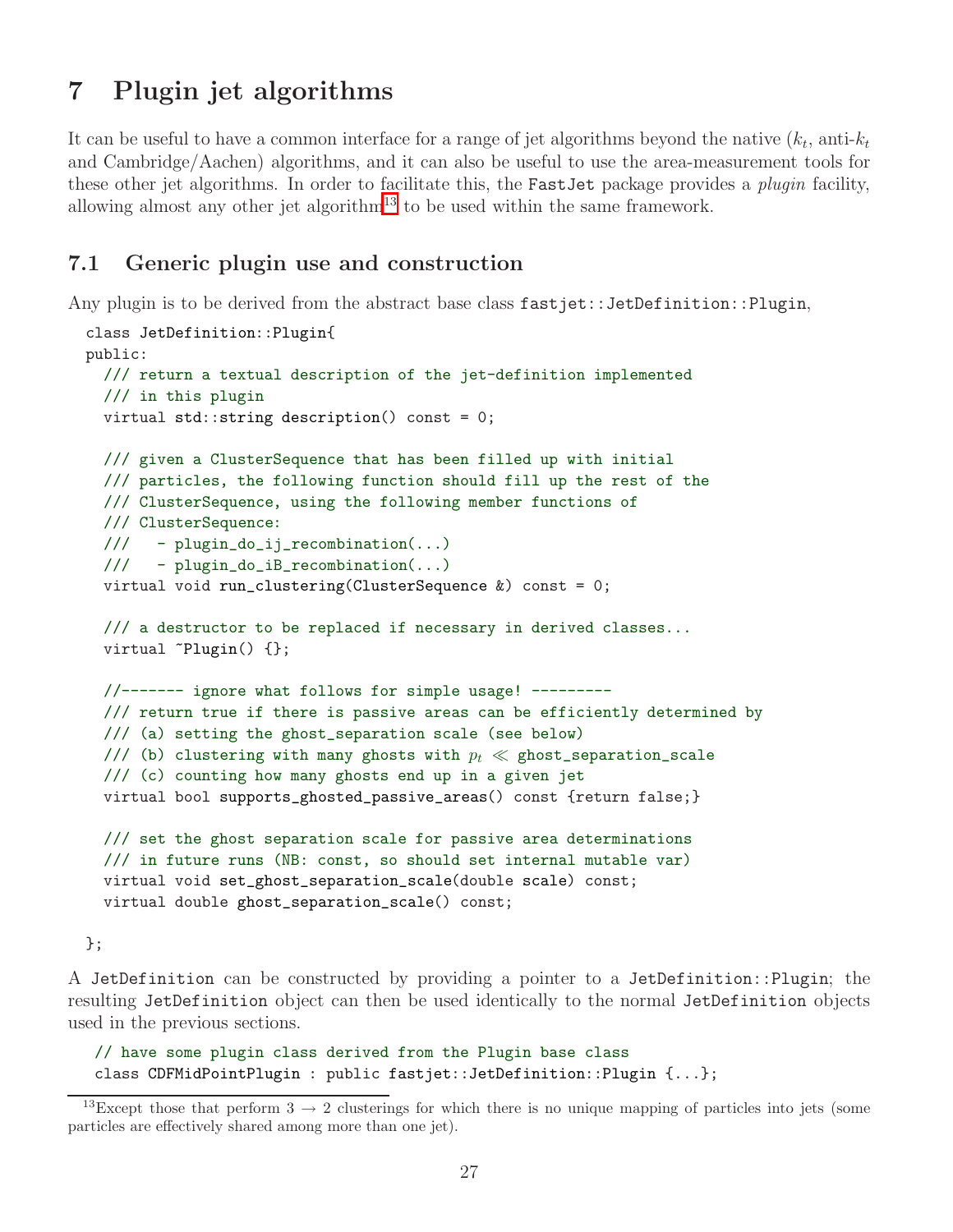# 7 Plugin jet algorithms

It can be useful to have a common interface for a range of jet algorithms beyond the native ($k_t$, anti-$k_t$ and Cambridge/Aachen) algorithms, and it can also be useful to use the area-measurement tools for these other jet algorithms. In order to facilitate this, the FastJet package provides a *plugin* facility, allowing almost any other jet algorithm[13] to be used within the same framework.

## 7.1 Generic plugin use and construction

Any plugin is to be derived from the abstract base class fastjet::JetDefinition::Plugin,

```
class JetDefinition::Plugin{
public:
  /// return a textual description of the jet-definition implemented
  /// in this plugin
  virtual std::string description() const = 0;

  /// given a ClusterSequence that has been filled up with initial
  /// particles, the following function should fill up the rest of the
  /// ClusterSequence, using the following member functions of
  /// ClusterSequence:
  ///   - plugin_do_ij_recombination(...)
  ///   - plugin_do_iB_recombination(...)
  virtual void run_clustering(ClusterSequence &) const = 0;

  /// a destructor to be replaced if necessary in derived classes...
  virtual ~Plugin() {};

  //------- ignore what follows for simple usage! ---------
  /// return true if there is passive areas can be efficiently determined by
  /// (a) setting the ghost_separation scale (see below)
  /// (b) clustering with many ghosts with pt << ghost_separation_scale
  /// (c) counting how many ghosts end up in a given jet
  virtual bool supports_ghosted_passive_areas() const {return false;}

  /// set the ghost separation scale for passive area determinations
  /// in future runs (NB: const, so should set internal mutable var)
  virtual void set_ghost_separation_scale(double scale) const;
  virtual double ghost_separation_scale() const;

};
```

A JetDefinition can be constructed by providing a pointer to a JetDefinition::Plugin; the resulting JetDefinition object can then be used identically to the normal JetDefinition objects used in the previous sections.

```
// have some plugin class derived from the Plugin base class
class CDFMidPointPlugin : public fastjet::JetDefinition::Plugin {...};
```

[13] Except those that perform $3 \to 2$ clusterings for which there is no unique mapping of particles into jets (some particles are effectively shared among more than one jet).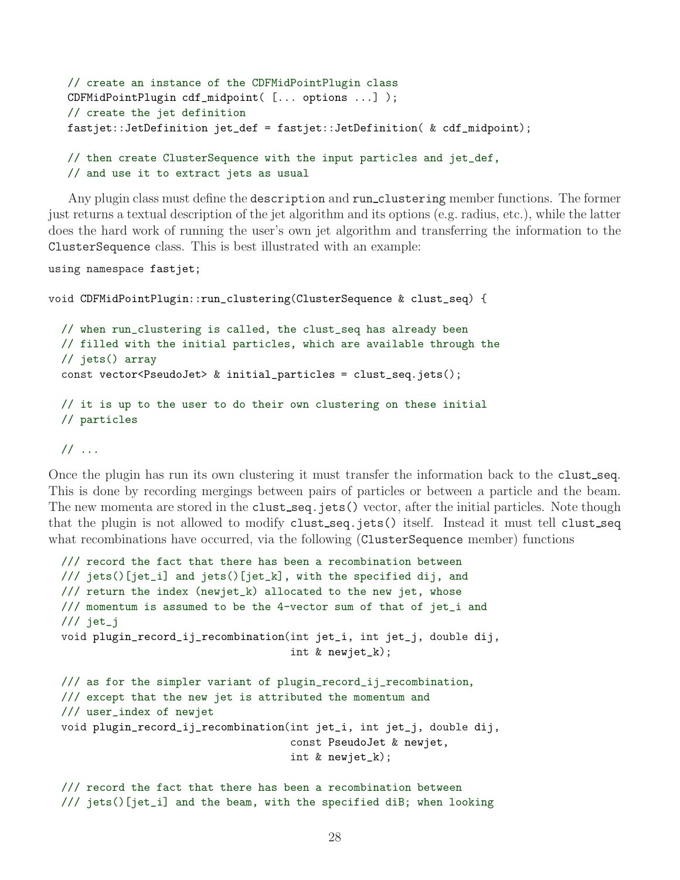```
// create an instance of the CDFMidPointPlugin class
CDFMidPointPlugin cdf_midpoint( [... options ...] );
// create the jet definition
fastjet::JetDefinition jet_def = fastjet::JetDefinition( & cdf_midpoint);

// then create ClusterSequence with the input particles and jet_def,
// and use it to extract jets as usual
```

Any plugin class must define the `description` and `run_clustering` member functions. The former just returns a textual description of the jet algorithm and its options (e.g. radius, etc.), while the latter does the hard work of running the user's own jet algorithm and transferring the information to the `ClusterSequence` class. This is best illustrated with an example:

```
using namespace fastjet;

void CDFMidPointPlugin::run_clustering(ClusterSequence & clust_seq) {

  // when run_clustering is called, the clust_seq has already been
  // filled with the initial particles, which are available through the
  // jets() array
  const vector<PseudoJet> & initial_particles = clust_seq.jets();

  // it is up to the user to do their own clustering on these initial
  // particles

  // ...
```

Once the plugin has run its own clustering it must transfer the information back to the `clust_seq`. This is done by recording mergings between pairs of particles or between a particle and the beam. The new momenta are stored in the `clust_seq.jets()` vector, after the initial particles. Note though that the plugin is not allowed to modify `clust_seq.jets()` itself. Instead it must tell `clust_seq` what recombinations have occurred, via the following (`ClusterSequence` member) functions

```
  /// record the fact that there has been a recombination between
  /// jets()[jet_i] and jets()[jet_k], with the specified dij, and
  /// return the index (newjet_k) allocated to the new jet, whose
  /// momentum is assumed to be the 4-vector sum of that of jet_i and
  /// jet_j
  void plugin_record_ij_recombination(int jet_i, int jet_j, double dij,
                                      int & newjet_k);

  /// as for the simpler variant of plugin_record_ij_recombination,
  /// except that the new jet is attributed the momentum and
  /// user_index of newjet
  void plugin_record_ij_recombination(int jet_i, int jet_j, double dij,
                                      const PseudoJet & newjet,
                                      int & newjet_k);

  /// record the fact that there has been a recombination between
  /// jets()[jet_i] and the beam, with the specified diB; when looking
```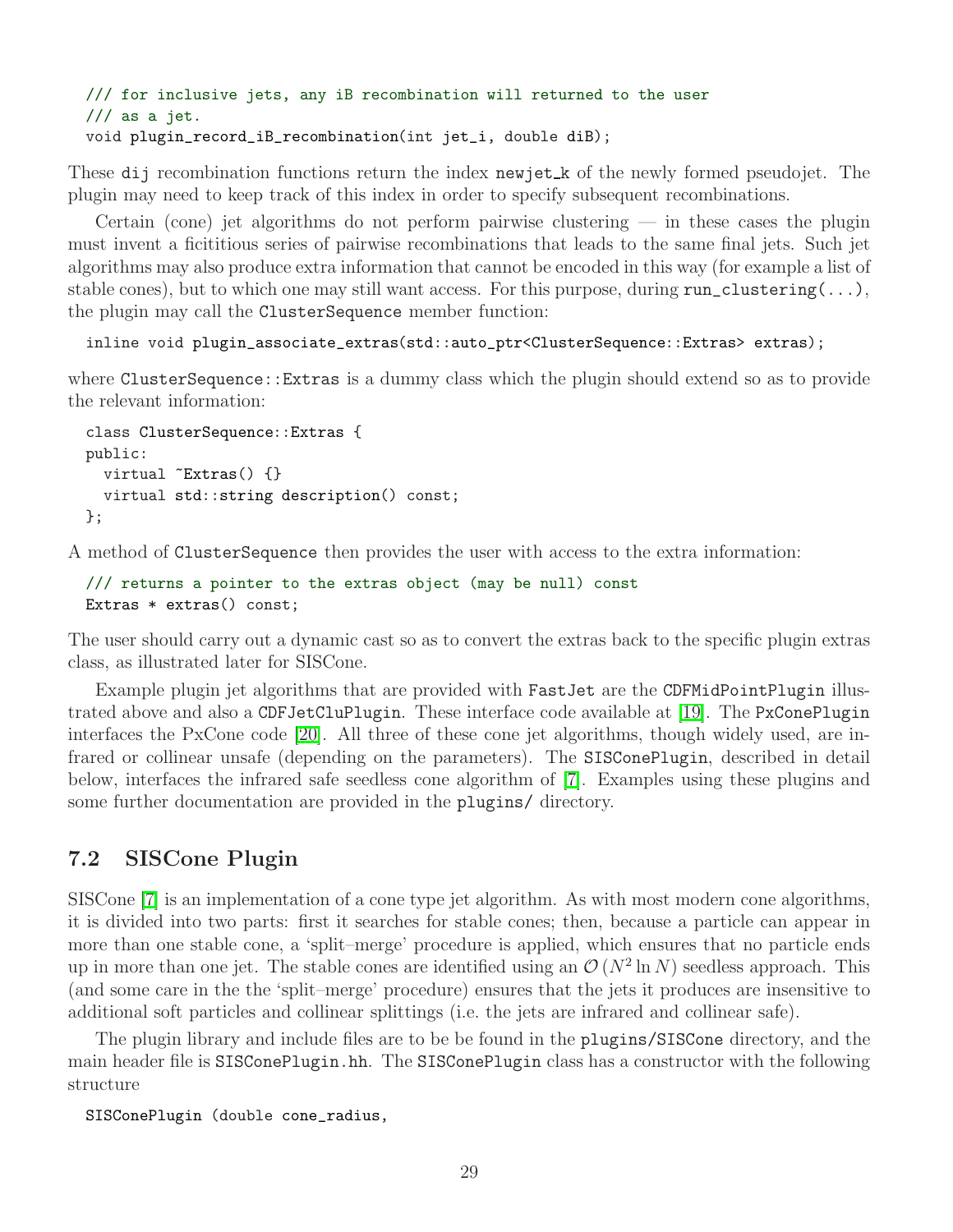```
/// for inclusive jets, any iB recombination will returned to the user
/// as a jet.
void plugin_record_iB_recombination(int jet_i, double diB);
```

These dij recombination functions return the index newjet_k of the newly formed pseudojet. The plugin may need to keep track of this index in order to specify subsequent recombinations.

Certain (cone) jet algorithms do not perform pairwise clustering — in these cases the plugin must invent a ficititious series of pairwise recombinations that leads to the same final jets. Such jet algorithms may also produce extra information that cannot be encoded in this way (for example a list of stable cones), but to which one may still want access. For this purpose, during run_clustering(...), the plugin may call the ClusterSequence member function:

```
inline void plugin_associate_extras(std::auto_ptr<ClusterSequence::Extras> extras);
```

where ClusterSequence::Extras is a dummy class which the plugin should extend so as to provide the relevant information:

```
class ClusterSequence::Extras {
public:
  virtual ~Extras() {}
  virtual std::string description() const;
};
```

A method of ClusterSequence then provides the user with access to the extra information:

```
/// returns a pointer to the extras object (may be null) const
Extras * extras() const;
```

The user should carry out a dynamic cast so as to convert the extras back to the specific plugin extras class, as illustrated later for SISCone.

Example plugin jet algorithms that are provided with FastJet are the CDFMidPointPlugin illustrated above and also a CDFJetCluPlugin. These interface code available at [19]. The PxConePlugin interfaces the PxCone code [20]. All three of these cone jet algorithms, though widely used, are infrared or collinear unsafe (depending on the parameters). The SISConePlugin, described in detail below, interfaces the infrared safe seedless cone algorithm of [7]. Examples using these plugins and some further documentation are provided in the plugins/ directory.

## 7.2 SISCone Plugin

SISCone [7] is an implementation of a cone type jet algorithm. As with most modern cone algorithms, it is divided into two parts: first it searches for stable cones; then, because a particle can appear in more than one stable cone, a 'split–merge' procedure is applied, which ensures that no particle ends up in more than one jet. The stable cones are identified using an $\mathcal{O}(N^2 \ln N)$ seedless approach. This (and some care in the the 'split–merge' procedure) ensures that the jets it produces are insensitive to additional soft particles and collinear splittings (i.e. the jets are infrared and collinear safe).

The plugin library and include files are to be be found in the plugins/SISCone directory, and the main header file is SISConePlugin.hh. The SISConePlugin class has a constructor with the following structure

```
SISConePlugin (double cone_radius,
```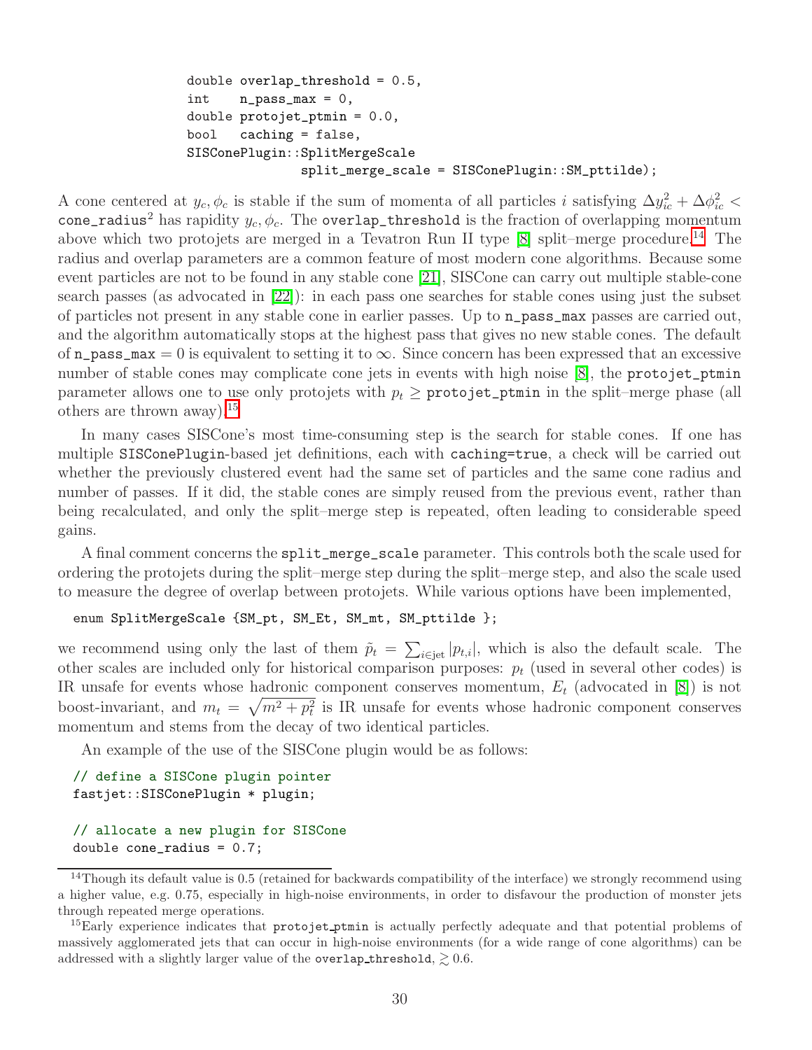```
double overlap_threshold = 0.5,
int    n_pass_max = 0,
double protojet_ptmin = 0.0,
bool   caching = false,
SISConePlugin::SplitMergeScale
              split_merge_scale = SISConePlugin::SM_pttilde);
```

A cone centered at $y_c, \phi_c$ is stable if the sum of momenta of all particles $i$ satisfying $\Delta y_{ic}^2 + \Delta\phi_{ic}^2 <$ `cone_radius`$^2$ has rapidity $y_c, \phi_c$. The `overlap_threshold` is the fraction of overlapping momentum above which two protojets are merged in a Tevatron Run II type [8] split–merge procedure.[14] The radius and overlap parameters are a common feature of most modern cone algorithms. Because some event particles are not to be found in any stable cone [21], SISCone can carry out multiple stable-cone search passes (as advocated in [22]): in each pass one searches for stable cones using just the subset of particles not present in any stable cone in earlier passes. Up to `n_pass_max` passes are carried out, and the algorithm automatically stops at the highest pass that gives no new stable cones. The default of `n_pass_max` $= 0$ is equivalent to setting it to $\infty$. Since concern has been expressed that an excessive number of stable cones may complicate cone jets in events with high noise [8], the `protojet_ptmin` parameter allows one to use only protojets with $p_t \geq$ `protojet_ptmin` in the split–merge phase (all others are thrown away).[15]

In many cases SISCone's most time-consuming step is the search for stable cones. If one has multiple `SISConePlugin`-based jet definitions, each with `caching=true`, a check will be carried out whether the previously clustered event had the same set of particles and the same cone radius and number of passes. If it did, the stable cones are simply reused from the previous event, rather than being recalculated, and only the split–merge step is repeated, often leading to considerable speed gains.

A final comment concerns the `split_merge_scale` parameter. This controls both the scale used for ordering the protojets during the split–merge step during the split–merge step, and also the scale used to measure the degree of overlap between protojets. While various options have been implemented,

```
enum SplitMergeScale {SM_pt, SM_Et, SM_mt, SM_pttilde };
```

we recommend using only the last of them $\tilde{p}_t = \sum_{i\in\text{jet}} |p_{t,i}|$, which is also the default scale. The other scales are included only for historical comparison purposes: $p_t$ (used in several other codes) is IR unsafe for events whose hadronic component conserves momentum, $E_t$ (advocated in [8]) is not boost-invariant, and $m_t = \sqrt{m^2 + p_t^2}$ is IR unsafe for events whose hadronic component conserves momentum and stems from the decay of two identical particles.

An example of the use of the SISCone plugin would be as follows:

```
// define a SISCone plugin pointer
fastjet::SISConePlugin * plugin;

// allocate a new plugin for SISCone
double cone_radius = 0.7;
```

[14] Though its default value is 0.5 (retained for backwards compatibility of the interface) we strongly recommend using a higher value, e.g. 0.75, especially in high-noise environments, in order to disfavour the production of monster jets through repeated merge operations.

[15] Early experience indicates that `protojet_ptmin` is actually perfectly adequate and that potential problems of massively agglomerated jets that can occur in high-noise environments (for a wide range of cone algorithms) can be addressed with a slightly larger value of the `overlap_threshold`, $\gtrsim 0.6$.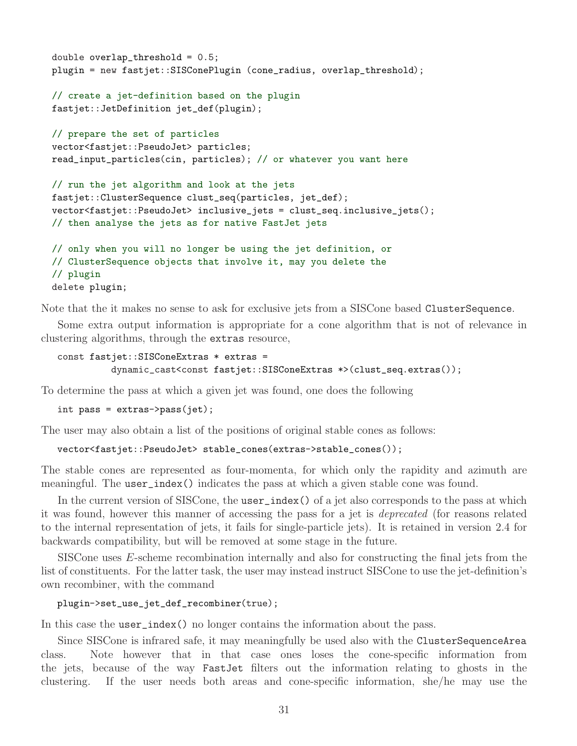```
double overlap_threshold = 0.5;
plugin = new fastjet::SISConePlugin (cone_radius, overlap_threshold);

// create a jet-definition based on the plugin
fastjet::JetDefinition jet_def(plugin);

// prepare the set of particles
vector<fastjet::PseudoJet> particles;
read_input_particles(cin, particles); // or whatever you want here

// run the jet algorithm and look at the jets
fastjet::ClusterSequence clust_seq(particles, jet_def);
vector<fastjet::PseudoJet> inclusive_jets = clust_seq.inclusive_jets();
// then analyse the jets as for native FastJet jets

// only when you will no longer be using the jet definition, or
// ClusterSequence objects that involve it, may you delete the
// plugin
delete plugin;
```

Note that the it makes no sense to ask for exclusive jets from a SISCone based `ClusterSequence`.

Some extra output information is appropriate for a cone algorithm that is not of relevance in clustering algorithms, through the `extras` resource,

```
const fastjet::SISConeExtras * extras =
          dynamic_cast<const fastjet::SISConeExtras *>(clust_seq.extras());
```

To determine the pass at which a given jet was found, one does the following

```
int pass = extras->pass(jet);
```

The user may also obtain a list of the positions of original stable cones as follows:

```
vector<fastjet::PseudoJet> stable_cones(extras->stable_cones());
```

The stable cones are represented as four-momenta, for which only the rapidity and azimuth are meaningful. The `user_index()` indicates the pass at which a given stable cone was found.

In the current version of SISCone, the `user_index()` of a jet also corresponds to the pass at which it was found, however this manner of accessing the pass for a jet is *deprecated* (for reasons related to the internal representation of jets, it fails for single-particle jets). It is retained in version 2.4 for backwards compatibility, but will be removed at some stage in the future.

SISCone uses $E$-scheme recombination internally and also for constructing the final jets from the list of constituents. For the latter task, the user may instead instruct SISCone to use the jet-definition's own recombiner, with the command

```
plugin->set_use_jet_def_recombiner(true);
```

In this case the `user_index()` no longer contains the information about the pass.

Since SISCone is infrared safe, it may meaningfully be used also with the `ClusterSequenceArea` class. Note however that in that case ones loses the cone-specific information from the jets, because of the way FastJet filters out the information relating to ghosts in the clustering. If the user needs both areas and cone-specific information, she/he may use the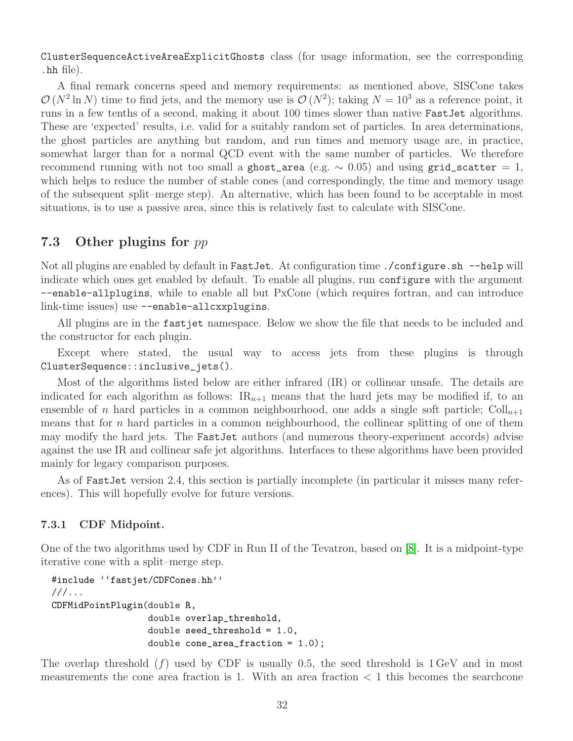ClusterSequenceActiveAreaExplicitGhosts class (for usage information, see the corresponding .hh file).

A final remark concerns speed and memory requirements: as mentioned above, SISCone takes $\mathcal{O}(N^2 \ln N)$ time to find jets, and the memory use is $\mathcal{O}(N^2)$; taking $N = 10^3$ as a reference point, it runs in a few tenths of a second, making it about 100 times slower than native FastJet algorithms. These are 'expected' results, i.e. valid for a suitably random set of particles. In area determinations, the ghost particles are anything but random, and run times and memory usage are, in practice, somewhat larger than for a normal QCD event with the same number of particles. We therefore recommend running with not too small a ghost_area (e.g. $\sim 0.05$) and using grid_scatter = 1, which helps to reduce the number of stable cones (and correspondingly, the time and memory usage of the subsequent split–merge step). An alternative, which has been found to be acceptable in most situations, is to use a passive area, since this is relatively fast to calculate with SISCone.

## 7.3 Other plugins for *pp*

Not all plugins are enabled by default in FastJet. At configuration time ./configure.sh --help will indicate which ones get enabled by default. To enable all plugins, run configure with the argument --enable-allplugins, while to enable all but PxCone (which requires fortran, and can introduce link-time issues) use --enable-allcxxplugins.

All plugins are in the fastjet namespace. Below we show the file that needs to be included and the constructor for each plugin.

Except where stated, the usual way to access jets from these plugins is through ClusterSequence::inclusive_jets().

Most of the algorithms listed below are either infrared (IR) or collinear unsafe. The details are indicated for each algorithm as follows: $\mathrm{IR}_{n+1}$ means that the hard jets may be modified if, to an ensemble of $n$ hard particles in a common neighbourhood, one adds a single soft particle; $\mathrm{Coll}_{n+1}$ means that for $n$ hard particles in a common neighbourhood, the collinear splitting of one of them may modify the hard jets. The FastJet authors (and numerous theory-experiment accords) advise against the use IR and collinear safe jet algorithms. Interfaces to these algorithms have been provided mainly for legacy comparison purposes.

As of FastJet version 2.4, this section is partially incomplete (in particular it misses many references). This will hopefully evolve for future versions.

### 7.3.1 CDF Midpoint.

One of the two algorithms used by CDF in Run II of the Tevatron, based on [8]. It is a midpoint-type iterative cone with a split–merge step.

```
#include ‘‘fastjet/CDFCones.hh’’
///...
CDFMidPointPlugin(double R,
                  double overlap_threshold,
                  double seed_threshold = 1.0,
                  double cone_area_fraction = 1.0);
```

The overlap threshold ($f$) used by CDF is usually 0.5, the seed threshold is 1 GeV and in most measurements the cone area fraction is 1. With an area fraction $< 1$ this becomes the searchcone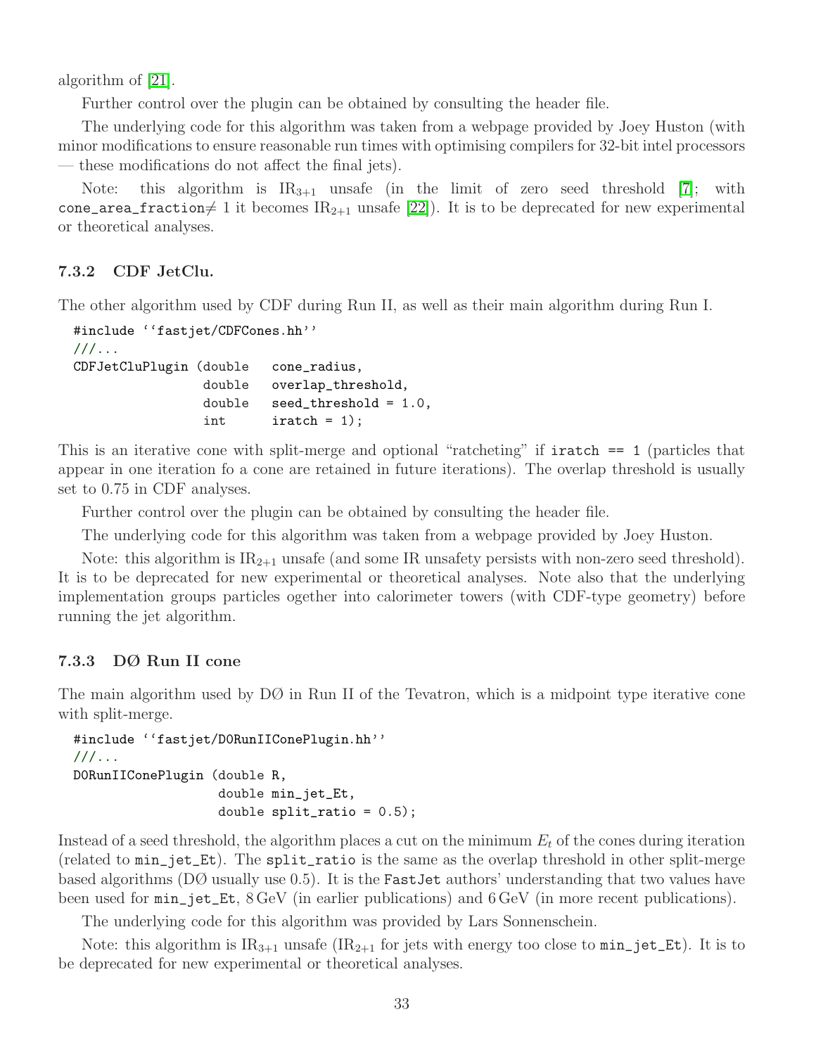algorithm of [21].

Further control over the plugin can be obtained by consulting the header file.

The underlying code for this algorithm was taken from a webpage provided by Joey Huston (with minor modifications to ensure reasonable run times with optimising compilers for 32-bit intel processors — these modifications do not affect the final jets).

Note: this algorithm is $\mathrm{IR}_{3+1}$ unsafe (in the limit of zero seed threshold [7]; with cone_area_fraction$\neq$ 1 it becomes $\mathrm{IR}_{2+1}$ unsafe [22]). It is to be deprecated for new experimental or theoretical analyses.

### 7.3.2 CDF JetClu.

The other algorithm used by CDF during Run II, as well as their main algorithm during Run I.

```
#include ‘‘fastjet/CDFCones.hh’’
///...
CDFJetCluPlugin (double   cone_radius,
                 double   overlap_threshold,
                 double   seed_threshold = 1.0,
                 int      iratch = 1);
```

This is an iterative cone with split-merge and optional “ratcheting” if `iratch == 1` (particles that appear in one iteration fo a cone are retained in future iterations). The overlap threshold is usually set to 0.75 in CDF analyses.

Further control over the plugin can be obtained by consulting the header file.

The underlying code for this algorithm was taken from a webpage provided by Joey Huston.

Note: this algorithm is $\mathrm{IR}_{2+1}$ unsafe (and some IR unsafety persists with non-zero seed threshold). It is to be deprecated for new experimental or theoretical analyses. Note also that the underlying implementation groups particles ogether into calorimeter towers (with CDF-type geometry) before running the jet algorithm.

### 7.3.3 DØ Run II cone

The main algorithm used by DØ in Run II of the Tevatron, which is a midpoint type iterative cone with split-merge.

```
#include ‘‘fastjet/D0RunIIConePlugin.hh’’
///...
D0RunIIConePlugin (double R,
                   double min_jet_Et,
                   double split_ratio = 0.5);
```

Instead of a seed threshold, the algorithm places a cut on the minimum $E_t$ of the cones during iteration (related to `min_jet_Et`). The `split_ratio` is the same as the overlap threshold in other split-merge based algorithms (DØ usually use 0.5). It is the `FastJet` authors' understanding that two values have been used for `min_jet_Et`, 8 GeV (in earlier publications) and 6 GeV (in more recent publications).

The underlying code for this algorithm was provided by Lars Sonnenschein.

Note: this algorithm is $\mathrm{IR}_{3+1}$ unsafe ($\mathrm{IR}_{2+1}$ for jets with energy too close to `min_jet_Et`). It is to be deprecated for new experimental or theoretical analyses.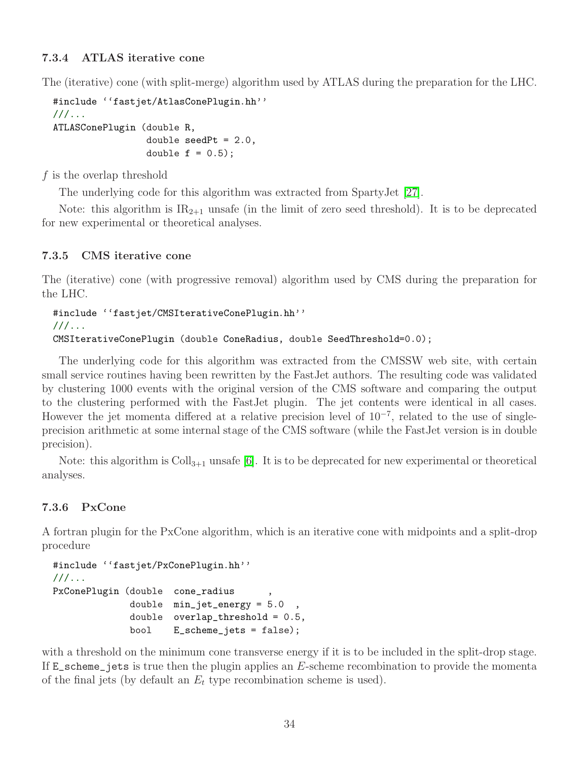### 7.3.4 ATLAS iterative cone

The (iterative) cone (with split-merge) algorithm used by ATLAS during the preparation for the LHC.

```
#include ‘‘fastjet/AtlasConePlugin.hh’’
///...
ATLASConePlugin (double R,
                 double seedPt = 2.0,
                 double f = 0.5);
```

$f$ is the overlap threshold

The underlying code for this algorithm was extracted from SpartyJet [27].

Note: this algorithm is $\mathrm{IR}_{2+1}$ unsafe (in the limit of zero seed threshold). It is to be deprecated for new experimental or theoretical analyses.

### 7.3.5 CMS iterative cone

The (iterative) cone (with progressive removal) algorithm used by CMS during the preparation for the LHC.

```
#include ‘‘fastjet/CMSIterativeConePlugin.hh’’
///...
CMSIterativeConePlugin (double ConeRadius, double SeedThreshold=0.0);
```

The underlying code for this algorithm was extracted from the CMSSW web site, with certain small service routines having been rewritten by the FastJet authors. The resulting code was validated by clustering 1000 events with the original version of the CMS software and comparing the output to the clustering performed with the FastJet plugin. The jet contents were identical in all cases. However the jet momenta differed at a relative precision level of $10^{-7}$, related to the use of single-precision arithmetic at some internal stage of the CMS software (while the FastJet version is in double precision).

Note: this algorithm is $\mathrm{Coll}_{3+1}$ unsafe [6]. It is to be deprecated for new experimental or theoretical analyses.

### 7.3.6 PxCone

A fortran plugin for the PxCone algorithm, which is an iterative cone with midpoints and a split-drop procedure

```
#include ‘‘fastjet/PxConePlugin.hh’’
///...
PxConePlugin (double  cone_radius      ,
              double  min_jet_energy = 5.0  ,
              double  overlap_threshold = 0.5,
              bool    E_scheme_jets = false);
```

with a threshold on the minimum cone transverse energy if it is to be included in the split-drop stage. If E_scheme_jets is true then the plugin applies an $E$-scheme recombination to provide the momenta of the final jets (by default an $E_t$ type recombination scheme is used).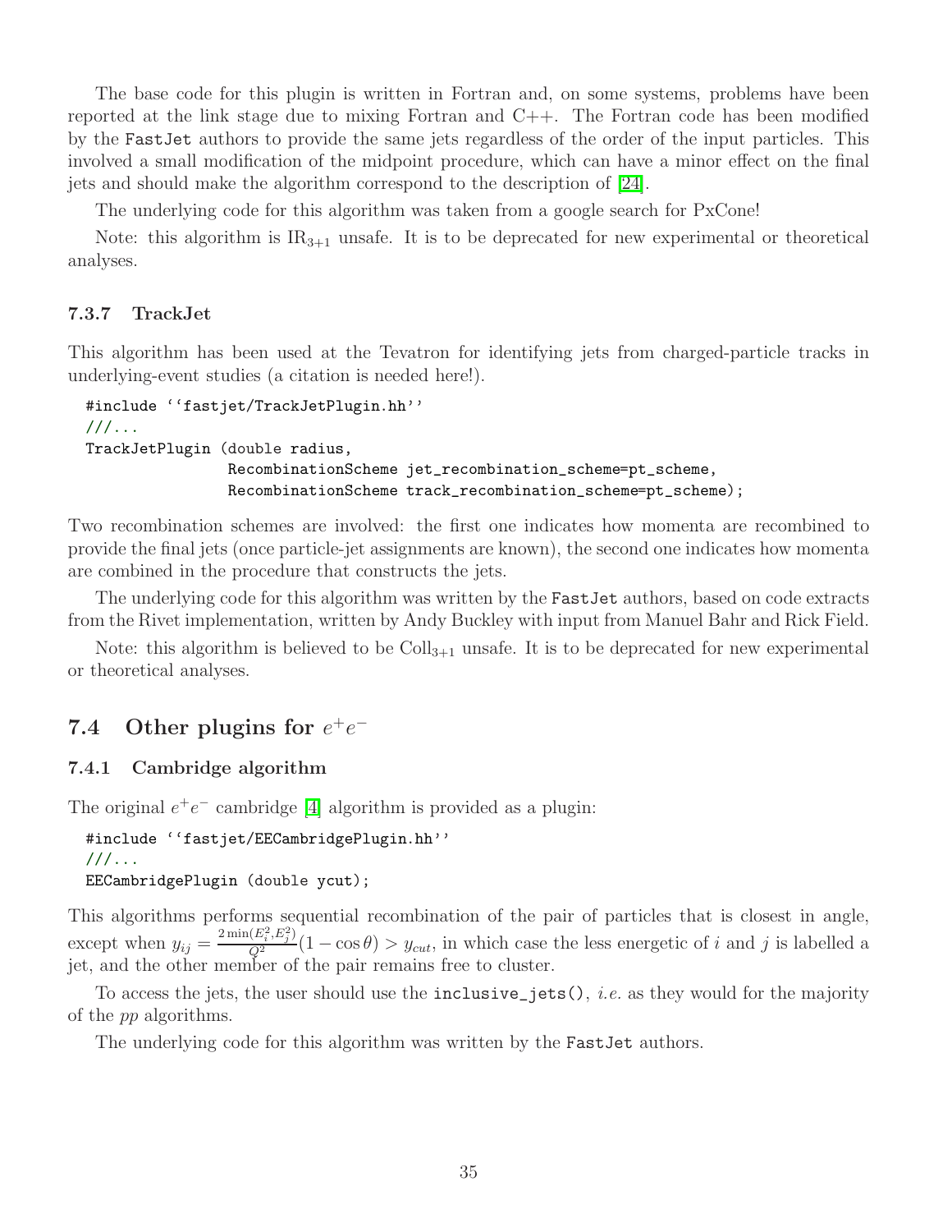The base code for this plugin is written in Fortran and, on some systems, problems have been reported at the link stage due to mixing Fortran and C++. The Fortran code has been modified by the FastJet authors to provide the same jets regardless of the order of the input particles. This involved a small modification of the midpoint procedure, which can have a minor effect on the final jets and should make the algorithm correspond to the description of [24].

The underlying code for this algorithm was taken from a google search for PxCone!

Note: this algorithm is $\text{IR}_{3+1}$ unsafe. It is to be deprecated for new experimental or theoretical analyses.

### 7.3.7 TrackJet

This algorithm has been used at the Tevatron for identifying jets from charged-particle tracks in underlying-event studies (a citation is needed here!).

```
#include ``fastjet/TrackJetPlugin.hh''
///...
TrackJetPlugin (double radius,
                RecombinationScheme jet_recombination_scheme=pt_scheme,
                RecombinationScheme track_recombination_scheme=pt_scheme);
```

Two recombination schemes are involved: the first one indicates how momenta are recombined to provide the final jets (once particle-jet assignments are known), the second one indicates how momenta are combined in the procedure that constructs the jets.

The underlying code for this algorithm was written by the FastJet authors, based on code extracts from the Rivet implementation, written by Andy Buckley with input from Manuel Bahr and Rick Field.

Note: this algorithm is believed to be $\text{Coll}_{3+1}$ unsafe. It is to be deprecated for new experimental or theoretical analyses.

## 7.4 Other plugins for $e^+e^-$

### 7.4.1 Cambridge algorithm

The original $e^+e^-$ cambridge [4] algorithm is provided as a plugin:

```
#include ``fastjet/EECambridgePlugin.hh''
///...
EECambridgePlugin (double ycut);
```

This algorithms performs sequential recombination of the pair of particles that is closest in angle, except when $y_{ij} = \frac{2\min(E_i^2, E_j^2)}{Q^2}(1-\cos\theta) > y_{cut}$, in which case the less energetic of $i$ and $j$ is labelled a jet, and the other member of the pair remains free to cluster.

To access the jets, the user should use the `inclusive_jets()`, *i.e.* as they would for the majority of the *pp* algorithms.

The underlying code for this algorithm was written by the FastJet authors.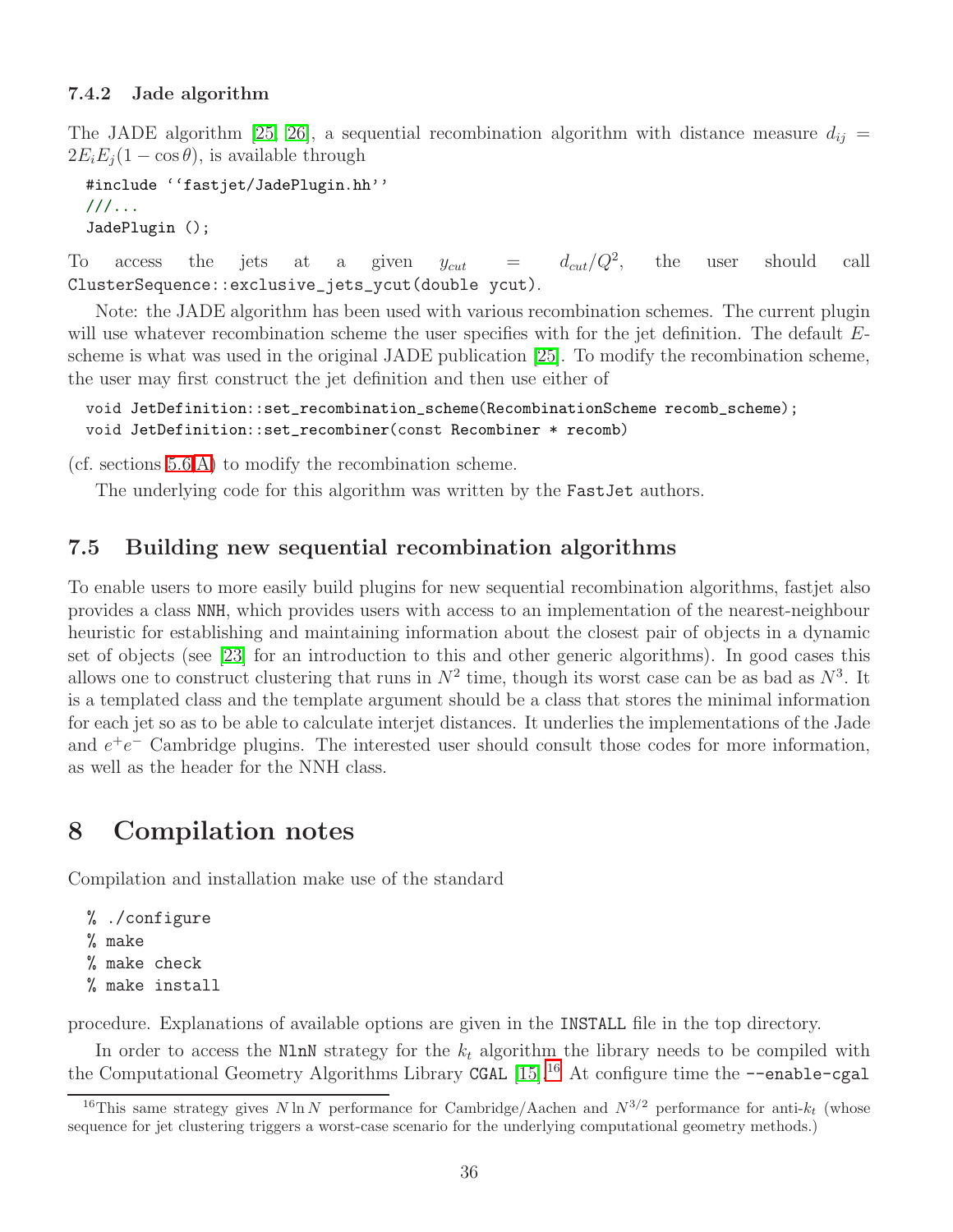### 7.4.2 Jade algorithm

The JADE algorithm [25, 26], a sequential recombination algorithm with distance measure $d_{ij} = 2E_iE_j(1-\cos\theta)$, is available through

```
#include ''fastjet/JadePlugin.hh''
///...
JadePlugin ();
```

To access the jets at a given $y_{cut} = d_{cut}/Q^2$, the user should call `ClusterSequence::exclusive_jets_ycut(double ycut)`.

Note: the JADE algorithm has been used with various recombination schemes. The current plugin will use whatever recombination scheme the user specifies with for the jet definition. The default $E$-scheme is what was used in the original JADE publication [25]. To modify the recombination scheme, the user may first construct the jet definition and then use either of

```
void JetDefinition::set_recombination_scheme(RecombinationScheme recomb_scheme);
void JetDefinition::set_recombiner(const Recombiner * recomb)
```

(cf. sections 5.6,A) to modify the recombination scheme.

The underlying code for this algorithm was written by the `FastJet` authors.

## 7.5 Building new sequential recombination algorithms

To enable users to more easily build plugins for new sequential recombination algorithms, fastjet also provides a class `NNH`, which provides users with access to an implementation of the nearest-neighbour heuristic for establishing and maintaining information about the closest pair of objects in a dynamic set of objects (see [23] for an introduction to this and other generic algorithms). In good cases this allows one to construct clustering that runs in $N^2$ time, though its worst case can be as bad as $N^3$. It is a templated class and the template argument should be a class that stores the minimal information for each jet so as to be able to calculate interjet distances. It underlies the implementations of the Jade and $e^+e^-$ Cambridge plugins. The interested user should consult those codes for more information, as well as the header for the NNH class.

# 8 Compilation notes

Compilation and installation make use of the standard

```
% ./configure
% make
% make check
% make install
```

procedure. Explanations of available options are given in the `INSTALL` file in the top directory.

In order to access the `NlnN` strategy for the $k_t$ algorithm the library needs to be compiled with the Computational Geometry Algorithms Library `CGAL` [15].[16] At configure time the `--enable-cgal`

[16] This same strategy gives $N \ln N$ performance for Cambridge/Aachen and $N^{3/2}$ performance for anti-$k_t$ (whose sequence for jet clustering triggers a worst-case scenario for the underlying computational geometry methods.)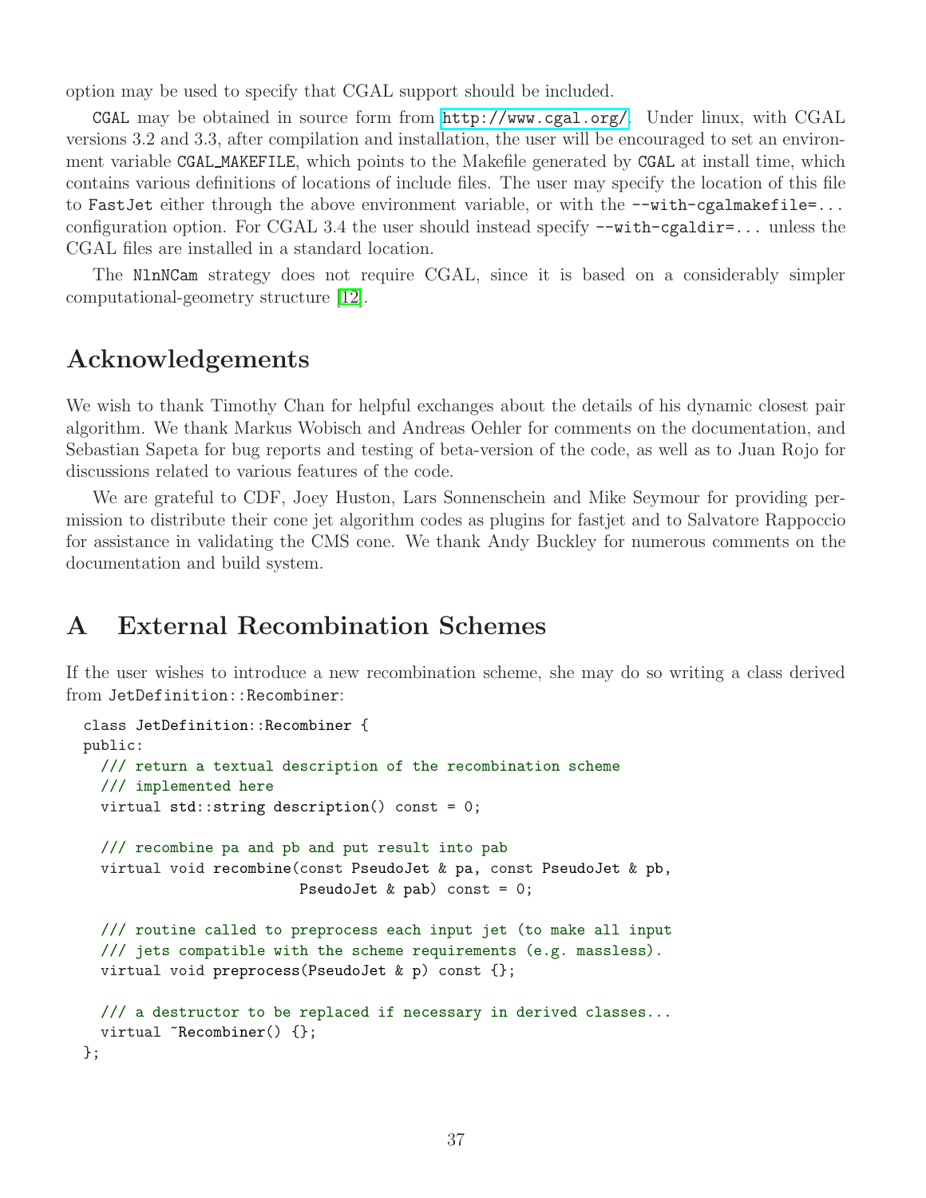option may be used to specify that CGAL support should be included.

CGAL may be obtained in source form from http://www.cgal.org/. Under linux, with CGAL versions 3.2 and 3.3, after compilation and installation, the user will be encouraged to set an environment variable CGAL_MAKEFILE, which points to the Makefile generated by CGAL at install time, which contains various definitions of locations of include files. The user may specify the location of this file to FastJet either through the above environment variable, or with the `--with-cgalmakefile=...` configuration option. For CGAL 3.4 the user should instead specify `--with-cgaldir=...` unless the CGAL files are installed in a standard location.

The NlnNCam strategy does not require CGAL, since it is based on a considerably simpler computational-geometry structure [12].

# Acknowledgements

We wish to thank Timothy Chan for helpful exchanges about the details of his dynamic closest pair algorithm. We thank Markus Wobisch and Andreas Oehler for comments on the documentation, and Sebastian Sapeta for bug reports and testing of beta-version of the code, as well as to Juan Rojo for discussions related to various features of the code.

We are grateful to CDF, Joey Huston, Lars Sonnenschein and Mike Seymour for providing permission to distribute their cone jet algorithm codes as plugins for fastjet and to Salvatore Rappoccio for assistance in validating the CMS cone. We thank Andy Buckley for numerous comments on the documentation and build system.

# A External Recombination Schemes

If the user wishes to introduce a new recombination scheme, she may do so writing a class derived from JetDefinition::Recombiner:

```
class JetDefinition::Recombiner {
public:
  /// return a textual description of the recombination scheme
  /// implemented here
  virtual std::string description() const = 0;

  /// recombine pa and pb and put result into pab
  virtual void recombine(const PseudoJet & pa, const PseudoJet & pb,
                         PseudoJet & pab) const = 0;

  /// routine called to preprocess each input jet (to make all input
  /// jets compatible with the scheme requirements (e.g. massless).
  virtual void preprocess(PseudoJet & p) const {};

  /// a destructor to be replaced if necessary in derived classes...
  virtual ~Recombiner() {};
};
```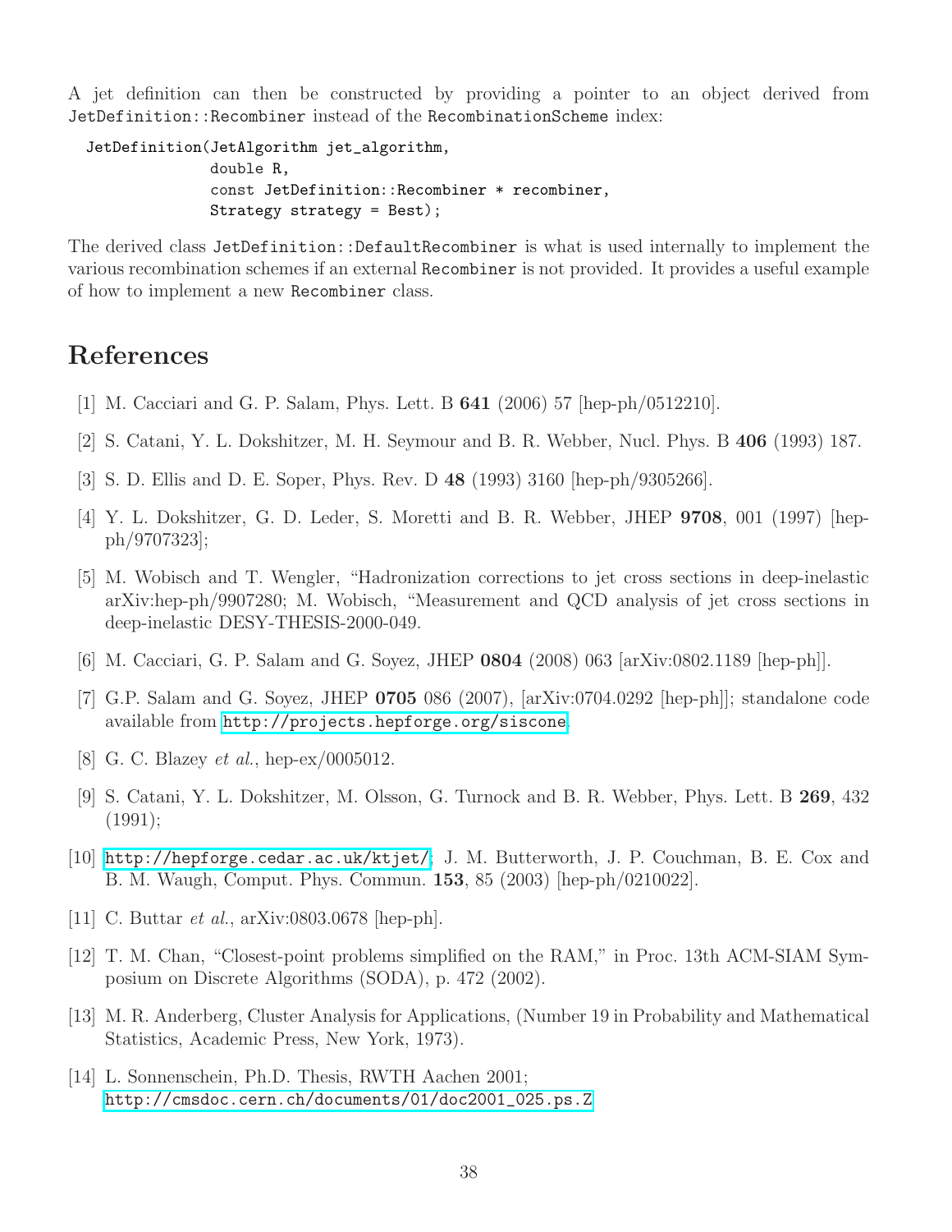A jet definition can then be constructed by providing a pointer to an object derived from JetDefinition::Recombiner instead of the RecombinationScheme index:

```
JetDefinition(JetAlgorithm jet_algorithm,
              double R,
              const JetDefinition::Recombiner * recombiner,
              Strategy strategy = Best);
```

The derived class JetDefinition::DefaultRecombiner is what is used internally to implement the various recombination schemes if an external Recombiner is not provided. It provides a useful example of how to implement a new Recombiner class.

## References

[1] M. Cacciari and G. P. Salam, Phys. Lett. B **641** (2006) 57 [hep-ph/0512210].

[2] S. Catani, Y. L. Dokshitzer, M. H. Seymour and B. R. Webber, Nucl. Phys. B **406** (1993) 187.

[3] S. D. Ellis and D. E. Soper, Phys. Rev. D **48** (1993) 3160 [hep-ph/9305266].

[4] Y. L. Dokshitzer, G. D. Leder, S. Moretti and B. R. Webber, JHEP **9708**, 001 (1997) [hep-ph/9707323];

[5] M. Wobisch and T. Wengler, "Hadronization corrections to jet cross sections in deep-inelastic arXiv:hep-ph/9907280; M. Wobisch, "Measurement and QCD analysis of jet cross sections in deep-inelastic DESY-THESIS-2000-049.

[6] M. Cacciari, G. P. Salam and G. Soyez, JHEP **0804** (2008) 063 [arXiv:0802.1189 [hep-ph]].

[7] G.P. Salam and G. Soyez, JHEP **0705** 086 (2007), [arXiv:0704.0292 [hep-ph]]; standalone code available from http://projects.hepforge.org/siscone.

[8] G. C. Blazey *et al.*, hep-ex/0005012.

[9] S. Catani, Y. L. Dokshitzer, M. Olsson, G. Turnock and B. R. Webber, Phys. Lett. B **269**, 432 (1991);

[10] http://hepforge.cedar.ac.uk/ktjet/; J. M. Butterworth, J. P. Couchman, B. E. Cox and B. M. Waugh, Comput. Phys. Commun. **153**, 85 (2003) [hep-ph/0210022].

[11] C. Buttar *et al.*, arXiv:0803.0678 [hep-ph].

[12] T. M. Chan, "Closest-point problems simplified on the RAM," in Proc. 13th ACM-SIAM Symposium on Discrete Algorithms (SODA), p. 472 (2002).

[13] M. R. Anderberg, Cluster Analysis for Applications, (Number 19 in Probability and Mathematical Statistics, Academic Press, New York, 1973).

[14] L. Sonnenschein, Ph.D. Thesis, RWTH Aachen 2001; http://cmsdoc.cern.ch/documents/01/doc2001_025.ps.Z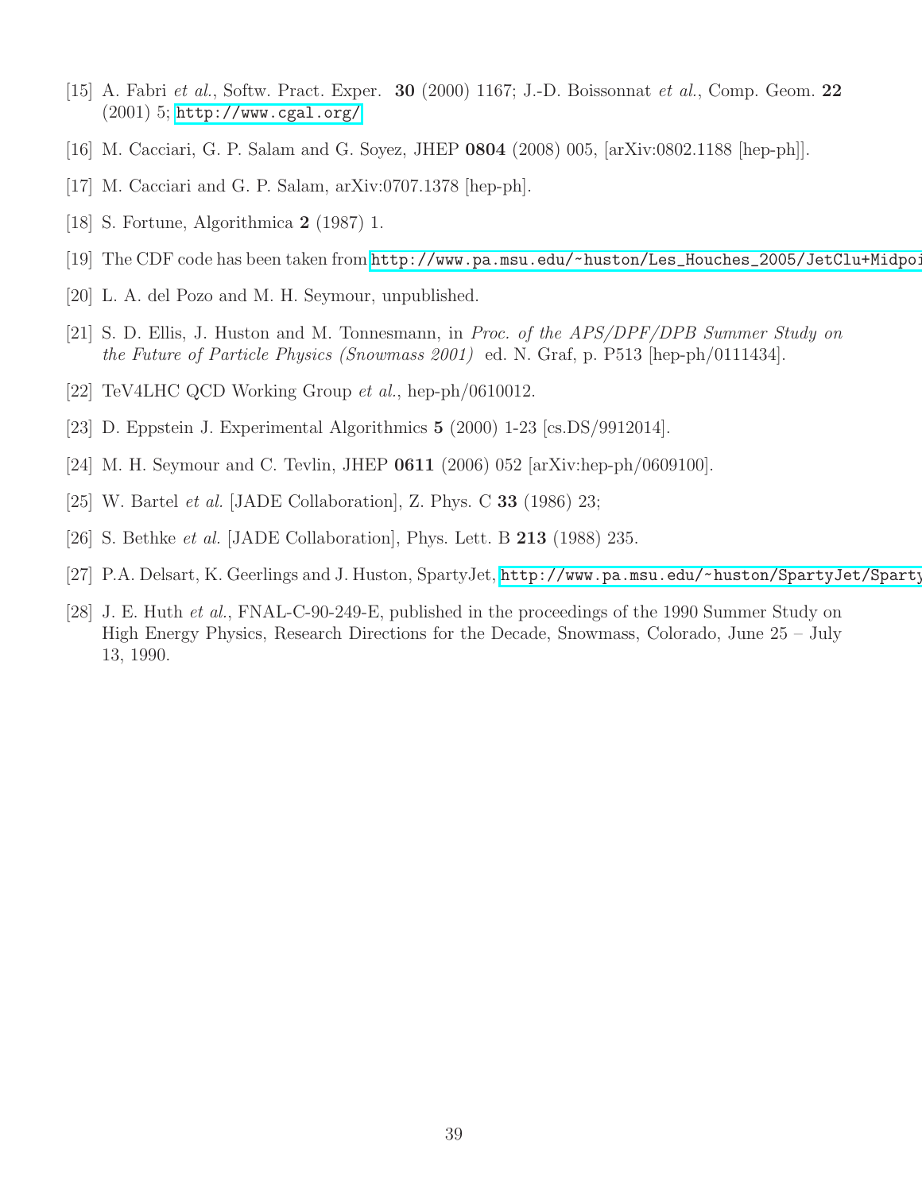[15] A. Fabri *et al.*, Softw. Pract. Exper. **30** (2000) 1167; J.-D. Boissonnat *et al.*, Comp. Geom. **22** (2001) 5; http://www.cgal.org/

[16] M. Cacciari, G. P. Salam and G. Soyez, JHEP **0804** (2008) 005, [arXiv:0802.1188 [hep-ph]].

[17] M. Cacciari and G. P. Salam, arXiv:0707.1378 [hep-ph].

[18] S. Fortune, Algorithmica **2** (1987) 1.

[19] The CDF code has been taken from http://www.pa.msu.edu/~huston/Les_Houches_2005/JetClu+Midpoi

[20] L. A. del Pozo and M. H. Seymour, unpublished.

[21] S. D. Ellis, J. Huston and M. Tonnesmann, in *Proc. of the APS/DPF/DPB Summer Study on the Future of Particle Physics (Snowmass 2001)* ed. N. Graf, p. P513 [hep-ph/0111434].

[22] TeV4LHC QCD Working Group *et al.*, hep-ph/0610012.

[23] D. Eppstein J. Experimental Algorithmics **5** (2000) 1-23 [cs.DS/9912014].

[24] M. H. Seymour and C. Tevlin, JHEP **0611** (2006) 052 [arXiv:hep-ph/0609100].

[25] W. Bartel *et al.* [JADE Collaboration], Z. Phys. C **33** (1986) 23;

[26] S. Bethke *et al.* [JADE Collaboration], Phys. Lett. B **213** (1988) 235.

[27] P.A. Delsart, K. Geerlings and J. Huston, SpartyJet, http://www.pa.msu.edu/~huston/SpartyJet/Sparty

[28] J. E. Huth *et al.*, FNAL-C-90-249-E, published in the proceedings of the 1990 Summer Study on High Energy Physics, Research Directions for the Decade, Snowmass, Colorado, June 25 – July 13, 1990.